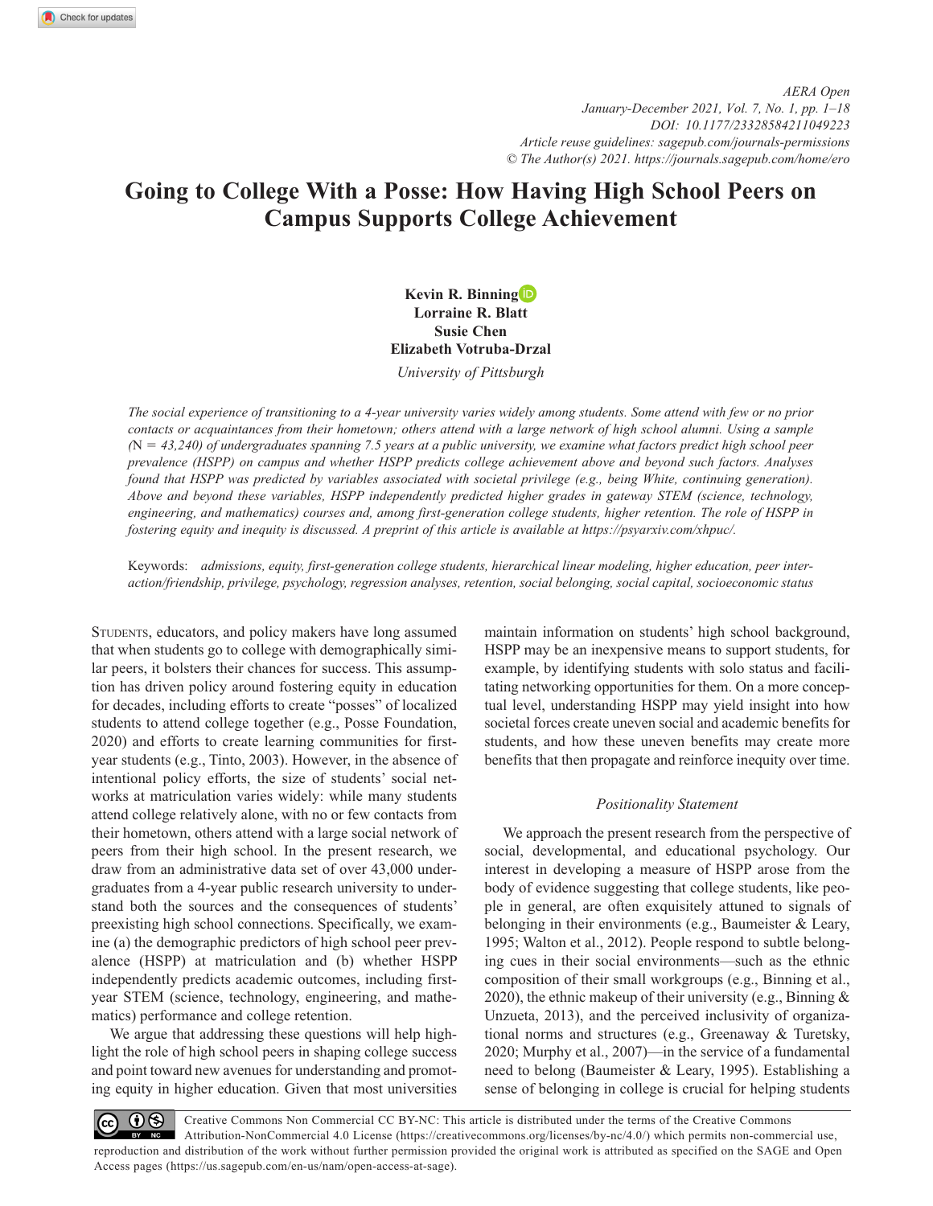# Going to College With a Posse: How Having High School Peers on Campus Supports College Achievement

**Kevin R. Binning**
**Lorraine R. Blatt**
**Susie Chen**
**Elizabeth Votruba-Drzal**

*University of Pittsburgh*

*The social experience of transitioning to a 4-year university varies widely among students. Some attend with few or no prior contacts or acquaintances from their hometown; others attend with a large network of high school alumni. Using a sample (N = 43,240) of undergraduates spanning 7.5 years at a public university, we examine what factors predict high school peer prevalence (HSPP) on campus and whether HSPP predicts college achievement above and beyond such factors. Analyses found that HSPP was predicted by variables associated with societal privilege (e.g., being White, continuing generation). Above and beyond these variables, HSPP independently predicted higher grades in gateway STEM (science, technology, engineering, and mathematics) courses and, among first-generation college students, higher retention. The role of HSPP in fostering equity and inequity is discussed. A preprint of this article is available at https://psyarxiv.com/xhpuc/.*

Keywords: *admissions, equity, first-generation college students, hierarchical linear modeling, higher education, peer interaction/friendship, privilege, psychology, regression analyses, retention, social belonging, social capital, socioeconomic status*

Students, educators, and policy makers have long assumed that when students go to college with demographically similar peers, it bolsters their chances for success. This assumption has driven policy around fostering equity in education for decades, including efforts to create "posses" of localized students to attend college together (e.g., Posse Foundation, 2020) and efforts to create learning communities for first-year students (e.g., Tinto, 2003). However, in the absence of intentional policy efforts, the size of students' social networks at matriculation varies widely: while many students attend college relatively alone, with no or few contacts from their hometown, others attend with a large social network of peers from their high school. In the present research, we draw from an administrative data set of over 43,000 undergraduates from a 4-year public research university to understand both the sources and the consequences of students' preexisting high school connections. Specifically, we examine (a) the demographic predictors of high school peer prevalence (HSPP) at matriculation and (b) whether HSPP independently predicts academic outcomes, including first-year STEM (science, technology, engineering, and mathematics) performance and college retention.

We argue that addressing these questions will help highlight the role of high school peers in shaping college success and point toward new avenues for understanding and promoting equity in higher education. Given that most universities maintain information on students' high school background, HSPP may be an inexpensive means to support students, for example, by identifying students with solo status and facilitating networking opportunities for them. On a more conceptual level, understanding HSPP may yield insight into how societal forces create uneven social and academic benefits for students, and how these uneven benefits may create more benefits that then propagate and reinforce inequity over time.

### *Positionality Statement*

We approach the present research from the perspective of social, developmental, and educational psychology. Our interest in developing a measure of HSPP arose from the body of evidence suggesting that college students, like people in general, are often exquisitely attuned to signals of belonging in their environments (e.g., Baumeister & Leary, 1995; Walton et al., 2012). People respond to subtle belonging cues in their social environments—such as the ethnic composition of their small workgroups (e.g., Binning et al., 2020), the ethnic makeup of their university (e.g., Binning & Unzueta, 2013), and the perceived inclusivity of organizational norms and structures (e.g., Greenaway & Turetsky, 2020; Murphy et al., 2007)—in the service of a fundamental need to belong (Baumeister & Leary, 1995). Establishing a sense of belonging in college is crucial for helping students

Creative Commons Non Commercial CC BY-NC: This article is distributed under the terms of the Creative Commons Attribution-NonCommercial 4.0 License (https://creativecommons.org/licenses/by-nc/4.0/) which permits non-commercial use, reproduction and distribution of the work without further permission provided the original work is attributed as specified on the SAGE and Open Access pages (https://us.sagepub.com/en-us/nam/open-access-at-sage).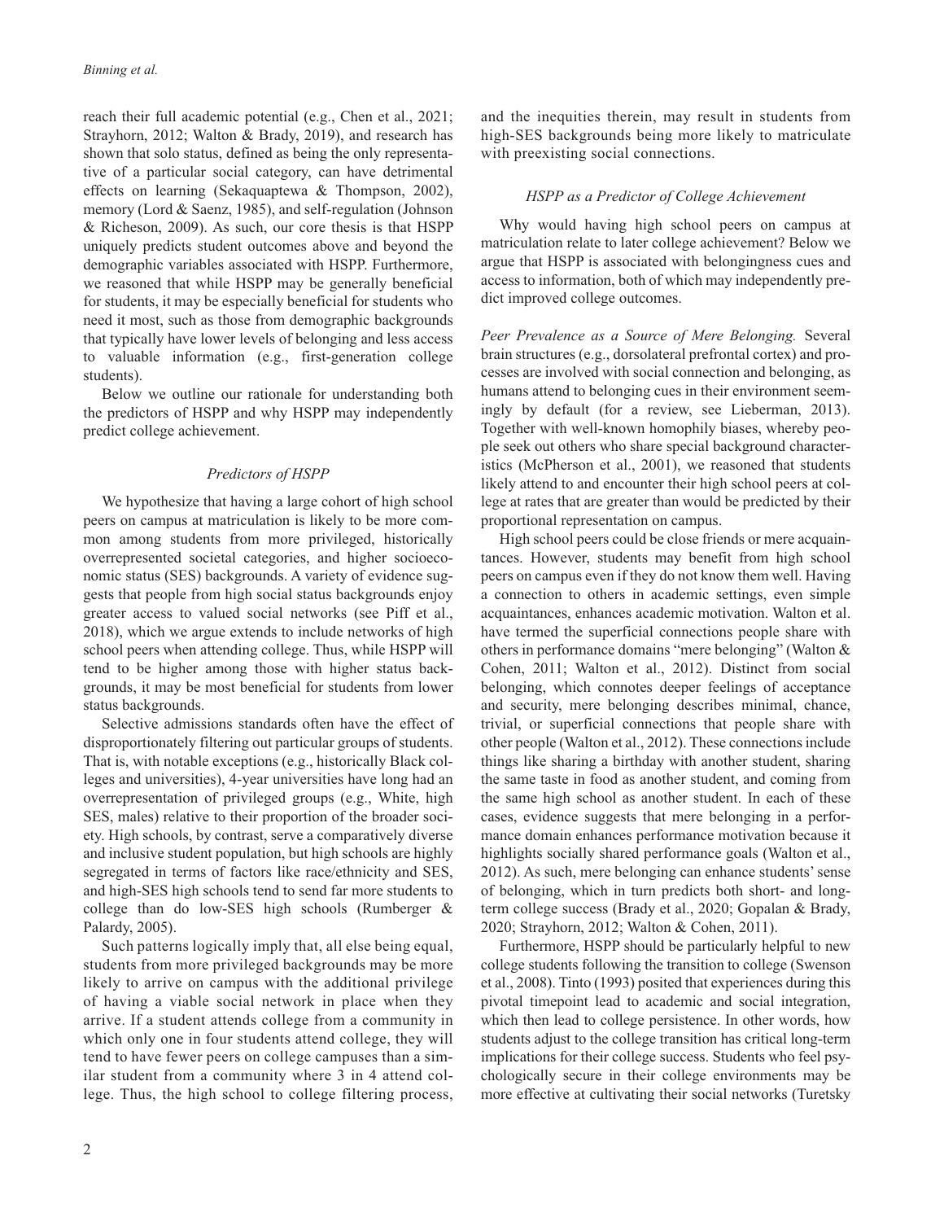reach their full academic potential (e.g., Chen et al., 2021; Strayhorn, 2012; Walton & Brady, 2019), and research has shown that solo status, defined as being the only representative of a particular social category, can have detrimental effects on learning (Sekaquaptewa & Thompson, 2002), memory (Lord & Saenz, 1985), and self-regulation (Johnson & Richeson, 2009). As such, our core thesis is that HSPP uniquely predicts student outcomes above and beyond the demographic variables associated with HSPP. Furthermore, we reasoned that while HSPP may be generally beneficial for students, it may be especially beneficial for students who need it most, such as those from demographic backgrounds that typically have lower levels of belonging and less access to valuable information (e.g., first-generation college students).

Below we outline our rationale for understanding both the predictors of HSPP and why HSPP may independently predict college achievement.

### *Predictors of HSPP*

We hypothesize that having a large cohort of high school peers on campus at matriculation is likely to be more common among students from more privileged, historically overrepresented societal categories, and higher socioeconomic status (SES) backgrounds. A variety of evidence suggests that people from high social status backgrounds enjoy greater access to valued social networks (see Piff et al., 2018), which we argue extends to include networks of high school peers when attending college. Thus, while HSPP will tend to be higher among those with higher status backgrounds, it may be most beneficial for students from lower status backgrounds.

Selective admissions standards often have the effect of disproportionately filtering out particular groups of students. That is, with notable exceptions (e.g., historically Black colleges and universities), 4-year universities have long had an overrepresentation of privileged groups (e.g., White, high SES, males) relative to their proportion of the broader society. High schools, by contrast, serve a comparatively diverse and inclusive student population, but high schools are highly segregated in terms of factors like race/ethnicity and SES, and high-SES high schools tend to send far more students to college than do low-SES high schools (Rumberger & Palardy, 2005).

Such patterns logically imply that, all else being equal, students from more privileged backgrounds may be more likely to arrive on campus with the additional privilege of having a viable social network in place when they arrive. If a student attends college from a community in which only one in four students attend college, they will tend to have fewer peers on college campuses than a similar student from a community where 3 in 4 attend college. Thus, the high school to college filtering process, and the inequities therein, may result in students from high-SES backgrounds being more likely to matriculate with preexisting social connections.

### *HSPP as a Predictor of College Achievement*

Why would having high school peers on campus at matriculation relate to later college achievement? Below we argue that HSPP is associated with belongingness cues and access to information, both of which may independently predict improved college outcomes.

*Peer Prevalence as a Source of Mere Belonging.* Several brain structures (e.g., dorsolateral prefrontal cortex) and processes are involved with social connection and belonging, as humans attend to belonging cues in their environment seemingly by default (for a review, see Lieberman, 2013). Together with well-known homophily biases, whereby people seek out others who share special background characteristics (McPherson et al., 2001), we reasoned that students likely attend to and encounter their high school peers at college at rates that are greater than would be predicted by their proportional representation on campus.

High school peers could be close friends or mere acquaintances. However, students may benefit from high school peers on campus even if they do not know them well. Having a connection to others in academic settings, even simple acquaintances, enhances academic motivation. Walton et al. have termed the superficial connections people share with others in performance domains "mere belonging" (Walton & Cohen, 2011; Walton et al., 2012). Distinct from social belonging, which connotes deeper feelings of acceptance and security, mere belonging describes minimal, chance, trivial, or superficial connections that people share with other people (Walton et al., 2012). These connections include things like sharing a birthday with another student, sharing the same taste in food as another student, and coming from the same high school as another student. In each of these cases, evidence suggests that mere belonging in a performance domain enhances performance motivation because it highlights socially shared performance goals (Walton et al., 2012). As such, mere belonging can enhance students' sense of belonging, which in turn predicts both short- and long-term college success (Brady et al., 2020; Gopalan & Brady, 2020; Strayhorn, 2012; Walton & Cohen, 2011).

Furthermore, HSPP should be particularly helpful to new college students following the transition to college (Swenson et al., 2008). Tinto (1993) posited that experiences during this pivotal timepoint lead to academic and social integration, which then lead to college persistence. In other words, how students adjust to the college transition has critical long-term implications for their college success. Students who feel psychologically secure in their college environments may be more effective at cultivating their social networks (Turetsky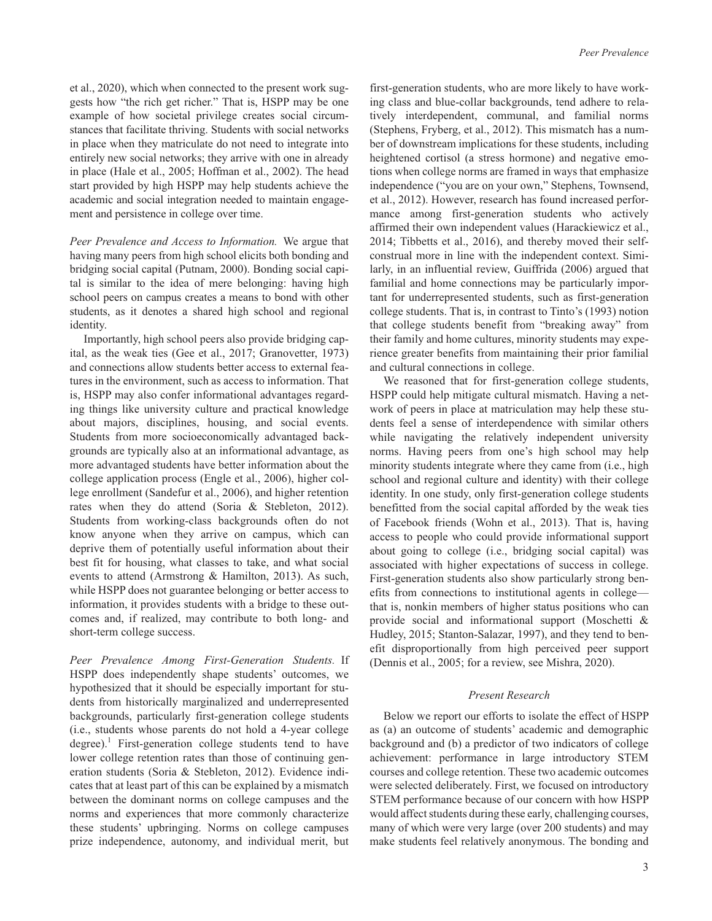et al., 2020), which when connected to the present work suggests how "the rich get richer." That is, HSPP may be one example of how societal privilege creates social circumstances that facilitate thriving. Students with social networks in place when they matriculate do not need to integrate into entirely new social networks; they arrive with one in already in place (Hale et al., 2005; Hoffman et al., 2002). The head start provided by high HSPP may help students achieve the academic and social integration needed to maintain engagement and persistence in college over time.

*Peer Prevalence and Access to Information.* We argue that having many peers from high school elicits both bonding and bridging social capital (Putnam, 2000). Bonding social capital is similar to the idea of mere belonging: having high school peers on campus creates a means to bond with other students, as it denotes a shared high school and regional identity.

Importantly, high school peers also provide bridging capital, as the weak ties (Gee et al., 2017; Granovetter, 1973) and connections allow students better access to external features in the environment, such as access to information. That is, HSPP may also confer informational advantages regarding things like university culture and practical knowledge about majors, disciplines, housing, and social events. Students from more socioeconomically advantaged backgrounds are typically also at an informational advantage, as more advantaged students have better information about the college application process (Engle et al., 2006), higher college enrollment (Sandefur et al., 2006), and higher retention rates when they do attend (Soria & Stebleton, 2012). Students from working-class backgrounds often do not know anyone when they arrive on campus, which can deprive them of potentially useful information about their best fit for housing, what classes to take, and what social events to attend (Armstrong & Hamilton, 2013). As such, while HSPP does not guarantee belonging or better access to information, it provides students with a bridge to these outcomes and, if realized, may contribute to both long- and short-term college success.

*Peer Prevalence Among First-Generation Students.* If HSPP does independently shape students' outcomes, we hypothesized that it should be especially important for students from historically marginalized and underrepresented backgrounds, particularly first-generation college students (i.e., students whose parents do not hold a 4-year college degree).[1] First-generation college students tend to have lower college retention rates than those of continuing generation students (Soria & Stebleton, 2012). Evidence indicates that at least part of this can be explained by a mismatch between the dominant norms on college campuses and the norms and experiences that more commonly characterize these students' upbringing. Norms on college campuses prize independence, autonomy, and individual merit, but first-generation students, who are more likely to have working class and blue-collar backgrounds, tend adhere to relatively interdependent, communal, and familial norms (Stephens, Fryberg, et al., 2012). This mismatch has a number of downstream implications for these students, including heightened cortisol (a stress hormone) and negative emotions when college norms are framed in ways that emphasize independence ("you are on your own," Stephens, Townsend, et al., 2012). However, research has found increased performance among first-generation students who actively affirmed their own independent values (Harackiewicz et al., 2014; Tibbetts et al., 2016), and thereby moved their self-construal more in line with the independent context. Similarly, in an influential review, Guiffrida (2006) argued that familial and home connections may be particularly important for underrepresented students, such as first-generation college students. That is, in contrast to Tinto's (1993) notion that college students benefit from "breaking away" from their family and home cultures, minority students may experience greater benefits from maintaining their prior familial and cultural connections in college.

We reasoned that for first-generation college students, HSPP could help mitigate cultural mismatch. Having a network of peers in place at matriculation may help these students feel a sense of interdependence with similar others while navigating the relatively independent university norms. Having peers from one's high school may help minority students integrate where they came from (i.e., high school and regional culture and identity) with their college identity. In one study, only first-generation college students benefitted from the social capital afforded by the weak ties of Facebook friends (Wohn et al., 2013). That is, having access to people who could provide informational support about going to college (i.e., bridging social capital) was associated with higher expectations of success in college. First-generation students also show particularly strong benefits from connections to institutional agents in college—that is, nonkin members of higher status positions who can provide social and informational support (Moschetti & Hudley, 2015; Stanton-Salazar, 1997), and they tend to benefit disproportionally from high perceived peer support (Dennis et al., 2005; for a review, see Mishra, 2020).

## Present Research

Below we report our efforts to isolate the effect of HSPP as (a) an outcome of students' academic and demographic background and (b) a predictor of two indicators of college achievement: performance in large introductory STEM courses and college retention. These two academic outcomes were selected deliberately. First, we focused on introductory STEM performance because of our concern with how HSPP would affect students during these early, challenging courses, many of which were very large (over 200 students) and may make students feel relatively anonymous. The bonding and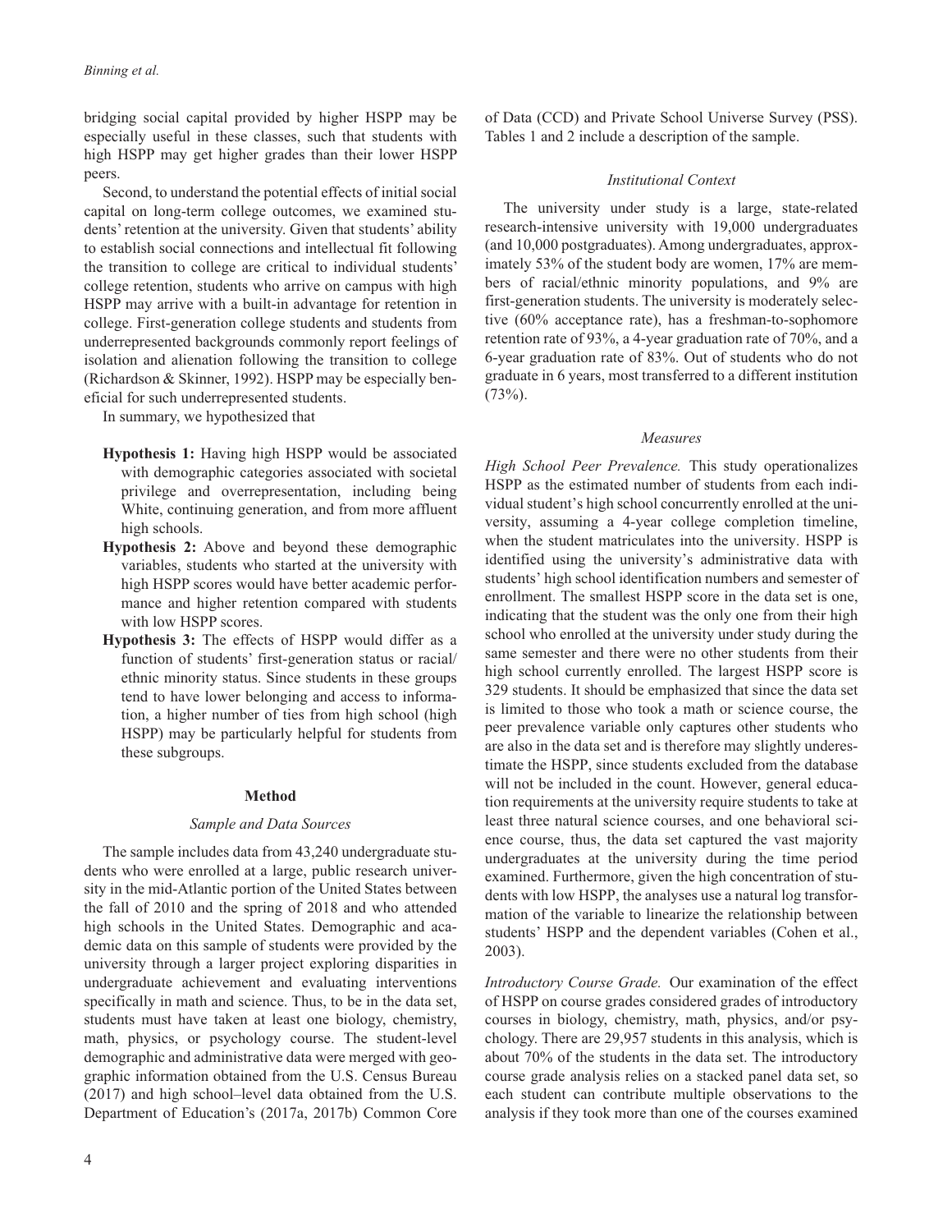bridging social capital provided by higher HSPP may be especially useful in these classes, such that students with high HSPP may get higher grades than their lower HSPP peers.

Second, to understand the potential effects of initial social capital on long-term college outcomes, we examined students' retention at the university. Given that students' ability to establish social connections and intellectual fit following the transition to college are critical to individual students' college retention, students who arrive on campus with high HSPP may arrive with a built-in advantage for retention in college. First-generation college students and students from underrepresented backgrounds commonly report feelings of isolation and alienation following the transition to college (Richardson & Skinner, 1992). HSPP may be especially beneficial for such underrepresented students.

In summary, we hypothesized that

- **Hypothesis 1:** Having high HSPP would be associated with demographic categories associated with societal privilege and overrepresentation, including being White, continuing generation, and from more affluent high schools.
- **Hypothesis 2:** Above and beyond these demographic variables, students who started at the university with high HSPP scores would have better academic performance and higher retention compared with students with low HSPP scores.
- **Hypothesis 3:** The effects of HSPP would differ as a function of students' first-generation status or racial/ethnic minority status. Since students in these groups tend to have lower belonging and access to information, a higher number of ties from high school (high HSPP) may be particularly helpful for students from these subgroups.

## Method

### *Sample and Data Sources*

The sample includes data from 43,240 undergraduate students who were enrolled at a large, public research university in the mid-Atlantic portion of the United States between the fall of 2010 and the spring of 2018 and who attended high schools in the United States. Demographic and academic data on this sample of students were provided by the university through a larger project exploring disparities in undergraduate achievement and evaluating interventions specifically in math and science. Thus, to be in the data set, students must have taken at least one biology, chemistry, math, physics, or psychology course. The student-level demographic and administrative data were merged with geographic information obtained from the U.S. Census Bureau (2017) and high school–level data obtained from the U.S. Department of Education's (2017a, 2017b) Common Core of Data (CCD) and Private School Universe Survey (PSS). Tables 1 and 2 include a description of the sample.

### *Institutional Context*

The university under study is a large, state-related research-intensive university with 19,000 undergraduates (and 10,000 postgraduates). Among undergraduates, approximately 53% of the student body are women, 17% are members of racial/ethnic minority populations, and 9% are first-generation students. The university is moderately selective (60% acceptance rate), has a freshman-to-sophomore retention rate of 93%, a 4-year graduation rate of 70%, and a 6-year graduation rate of 83%. Out of students who do not graduate in 6 years, most transferred to a different institution (73%).

### *Measures*

*High School Peer Prevalence.* This study operationalizes HSPP as the estimated number of students from each individual student's high school concurrently enrolled at the university, assuming a 4-year college completion timeline, when the student matriculates into the university. HSPP is identified using the university's administrative data with students' high school identification numbers and semester of enrollment. The smallest HSPP score in the data set is one, indicating that the student was the only one from their high school who enrolled at the university under study during the same semester and there were no other students from their high school currently enrolled. The largest HSPP score is 329 students. It should be emphasized that since the data set is limited to those who took a math or science course, the peer prevalence variable only captures other students who are also in the data set and is therefore may slightly underestimate the HSPP, since students excluded from the database will not be included in the count. However, general education requirements at the university require students to take at least three natural science courses, and one behavioral science course, thus, the data set captured the vast majority undergraduates at the university during the time period examined. Furthermore, given the high concentration of students with low HSPP, the analyses use a natural log transformation of the variable to linearize the relationship between students' HSPP and the dependent variables (Cohen et al., 2003).

*Introductory Course Grade.* Our examination of the effect of HSPP on course grades considered grades of introductory courses in biology, chemistry, math, physics, and/or psychology. There are 29,957 students in this analysis, which is about 70% of the students in the data set. The introductory course grade analysis relies on a stacked panel data set, so each student can contribute multiple observations to the analysis if they took more than one of the courses examined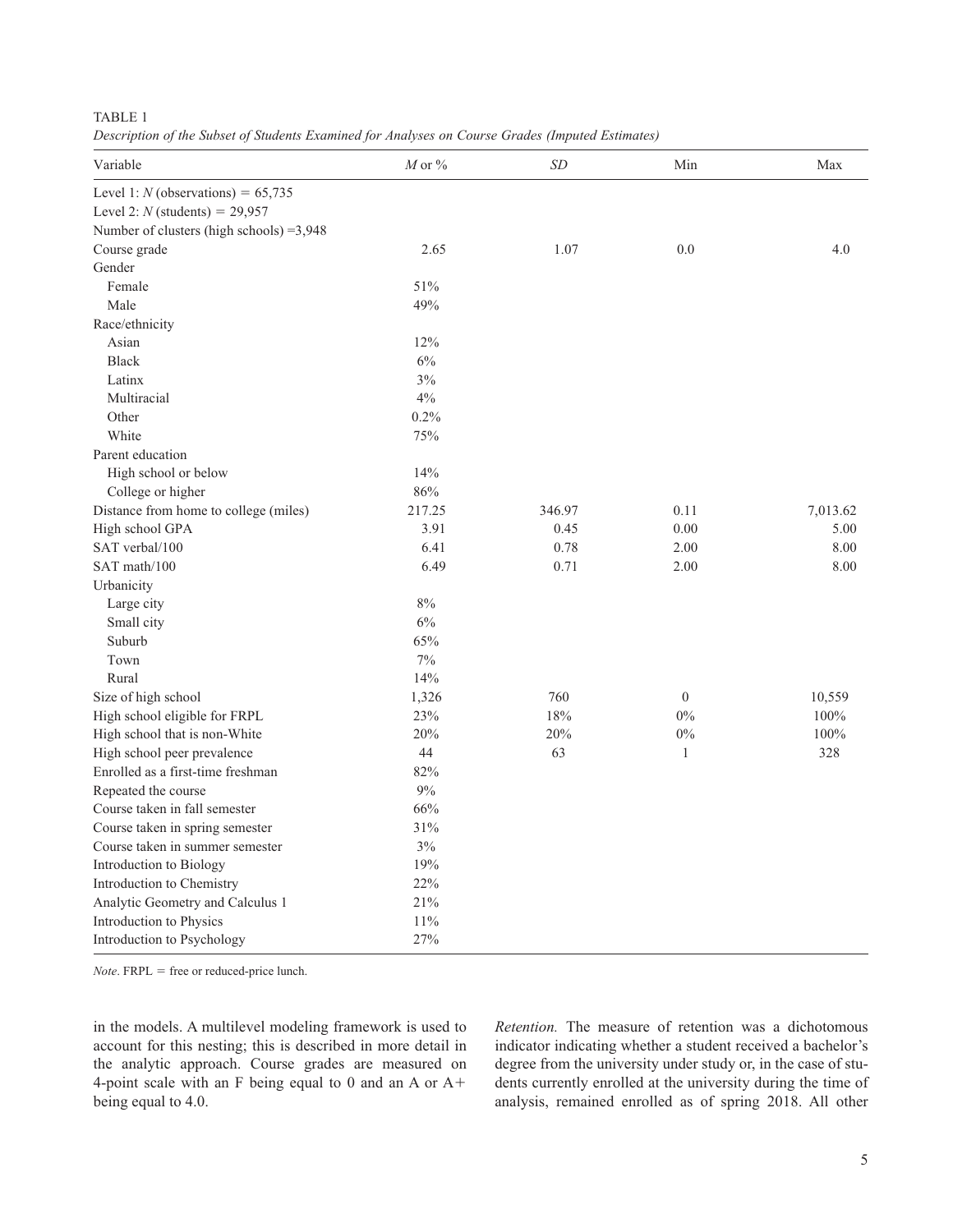TABLE 1

*Description of the Subset of Students Examined for Analyses on Course Grades (Imputed Estimates)*

| Variable | *M* or % | *SD* | Min | Max |
|---|---|---|---|---|
| Level 1: *N* (observations) = 65,735 | | | | |
| Level 2: *N* (students) = 29,957 | | | | |
| Number of clusters (high schools) =3,948 | | | | |
| Course grade | 2.65 | 1.07 | 0.0 | 4.0 |
| Gender | | | | |
| Female | 51% | | | |
| Male | 49% | | | |
| Race/ethnicity | | | | |
| Asian | 12% | | | |
| Black | 6% | | | |
| Latinx | 3% | | | |
| Multiracial | 4% | | | |
| Other | 0.2% | | | |
| White | 75% | | | |
| Parent education | | | | |
| High school or below | 14% | | | |
| College or higher | 86% | | | |
| Distance from home to college (miles) | 217.25 | 346.97 | 0.11 | 7,013.62 |
| High school GPA | 3.91 | 0.45 | 0.00 | 5.00 |
| SAT verbal/100 | 6.41 | 0.78 | 2.00 | 8.00 |
| SAT math/100 | 6.49 | 0.71 | 2.00 | 8.00 |
| Urbanicity | | | | |
| Large city | 8% | | | |
| Small city | 6% | | | |
| Suburb | 65% | | | |
| Town | 7% | | | |
| Rural | 14% | | | |
| Size of high school | 1,326 | 760 | 0 | 10,559 |
| High school eligible for FRPL | 23% | 18% | 0% | 100% |
| High school that is non-White | 20% | 20% | 0% | 100% |
| High school peer prevalence | 44 | 63 | 1 | 328 |
| Enrolled as a first-time freshman | 82% | | | |
| Repeated the course | 9% | | | |
| Course taken in fall semester | 66% | | | |
| Course taken in spring semester | 31% | | | |
| Course taken in summer semester | 3% | | | |
| Introduction to Biology | 19% | | | |
| Introduction to Chemistry | 22% | | | |
| Analytic Geometry and Calculus 1 | 21% | | | |
| Introduction to Physics | 11% | | | |
| Introduction to Psychology | 27% | | | |

*Note*. FRPL = free or reduced-price lunch.

in the models. A multilevel modeling framework is used to account for this nesting; this is described in more detail in the analytic approach. Course grades are measured on 4-point scale with an F being equal to 0 and an A or A+ being equal to 4.0.

*Retention.* The measure of retention was a dichotomous indicator indicating whether a student received a bachelor's degree from the university under study or, in the case of students currently enrolled at the university during the time of analysis, remained enrolled as of spring 2018. All other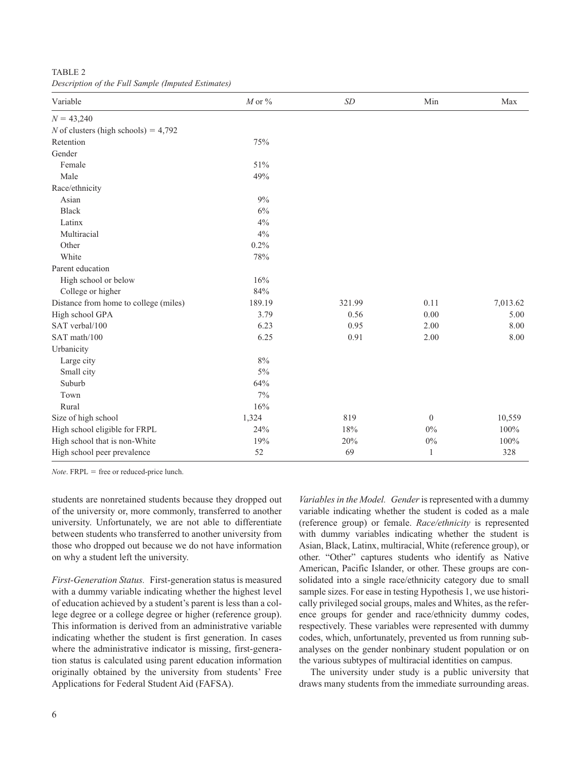TABLE 2

*Description of the Full Sample (Imputed Estimates)*

| Variable | *M* or % | *SD* | Min | Max |
|---|---|---|---|---|
| *N* = 43,240 | | | | |
| *N* of clusters (high schools) = 4,792 | | | | |
| Retention | 75% | | | |
| Gender | | | | |
| Female | 51% | | | |
| Male | 49% | | | |
| Race/ethnicity | | | | |
| Asian | 9% | | | |
| Black | 6% | | | |
| Latinx | 4% | | | |
| Multiracial | 4% | | | |
| Other | 0.2% | | | |
| White | 78% | | | |
| Parent education | | | | |
| High school or below | 16% | | | |
| College or higher | 84% | | | |
| Distance from home to college (miles) | 189.19 | 321.99 | 0.11 | 7,013.62 |
| High school GPA | 3.79 | 0.56 | 0.00 | 5.00 |
| SAT verbal/100 | 6.23 | 0.95 | 2.00 | 8.00 |
| SAT math/100 | 6.25 | 0.91 | 2.00 | 8.00 |
| Urbanicity | | | | |
| Large city | 8% | | | |
| Small city | 5% | | | |
| Suburb | 64% | | | |
| Town | 7% | | | |
| Rural | 16% | | | |
| Size of high school | 1,324 | 819 | 0 | 10,559 |
| High school eligible for FRPL | 24% | 18% | 0% | 100% |
| High school that is non-White | 19% | 20% | 0% | 100% |
| High school peer prevalence | 52 | 69 | 1 | 328 |

*Note*. FRPL = free or reduced-price lunch.

students are nonretained students because they dropped out of the university or, more commonly, transferred to another university. Unfortunately, we are not able to differentiate between students who transferred to another university from those who dropped out because we do not have information on why a student left the university.

*First-Generation Status.* First-generation status is measured with a dummy variable indicating whether the highest level of education achieved by a student's parent is less than a college degree or a college degree or higher (reference group). This information is derived from an administrative variable indicating whether the student is first generation. In cases where the administrative indicator is missing, first-generation status is calculated using parent education information originally obtained by the university from students' Free Applications for Federal Student Aid (FAFSA).

*Variables in the Model. Gender* is represented with a dummy variable indicating whether the student is coded as a male (reference group) or female. *Race/ethnicity* is represented with dummy variables indicating whether the student is Asian, Black, Latinx, multiracial, White (reference group), or other. "Other" captures students who identify as Native American, Pacific Islander, or other. These groups are consolidated into a single race/ethnicity category due to small sample sizes. For ease in testing Hypothesis 1, we use historically privileged social groups, males and Whites, as the reference groups for gender and race/ethnicity dummy codes, respectively. These variables were represented with dummy codes, which, unfortunately, prevented us from running subanalyses on the gender nonbinary student population or on the various subtypes of multiracial identities on campus.

The university under study is a public university that draws many students from the immediate surrounding areas.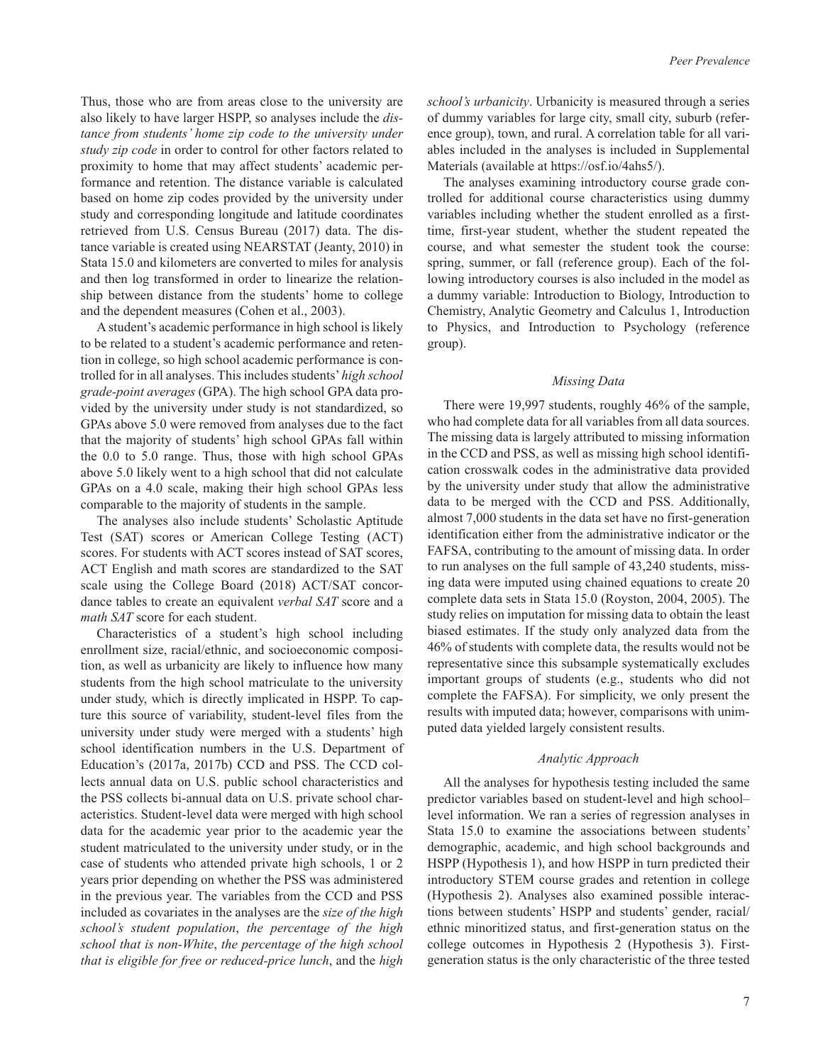Thus, those who are from areas close to the university are also likely to have larger HSPP, so analyses include the *distance from students' home zip code to the university under study zip code* in order to control for other factors related to proximity to home that may affect students' academic performance and retention. The distance variable is calculated based on home zip codes provided by the university under study and corresponding longitude and latitude coordinates retrieved from U.S. Census Bureau (2017) data. The distance variable is created using NEARSTAT (Jeanty, 2010) in Stata 15.0 and kilometers are converted to miles for analysis and then log transformed in order to linearize the relationship between distance from the students' home to college and the dependent measures (Cohen et al., 2003).

A student's academic performance in high school is likely to be related to a student's academic performance and retention in college, so high school academic performance is controlled for in all analyses. This includes students' *high school grade-point averages* (GPA). The high school GPA data provided by the university under study is not standardized, so GPAs above 5.0 were removed from analyses due to the fact that the majority of students' high school GPAs fall within the 0.0 to 5.0 range. Thus, those with high school GPAs above 5.0 likely went to a high school that did not calculate GPAs on a 4.0 scale, making their high school GPAs less comparable to the majority of students in the sample.

The analyses also include students' Scholastic Aptitude Test (SAT) scores or American College Testing (ACT) scores. For students with ACT scores instead of SAT scores, ACT English and math scores are standardized to the SAT scale using the College Board (2018) ACT/SAT concordance tables to create an equivalent *verbal SAT* score and a *math SAT* score for each student.

Characteristics of a student's high school including enrollment size, racial/ethnic, and socioeconomic composition, as well as urbanicity are likely to influence how many students from the high school matriculate to the university under study, which is directly implicated in HSPP. To capture this source of variability, student-level files from the university under study were merged with a students' high school identification numbers in the U.S. Department of Education's (2017a, 2017b) CCD and PSS. The CCD collects annual data on U.S. public school characteristics and the PSS collects bi-annual data on U.S. private school characteristics. Student-level data were merged with high school data for the academic year prior to the academic year the student matriculated to the university under study, or in the case of students who attended private high schools, 1 or 2 years prior depending on whether the PSS was administered in the previous year. The variables from the CCD and PSS included as covariates in the analyses are the *size of the high school's student population*, *the percentage of the high school that is non-White*, *the percentage of the high school that is eligible for free or reduced-price lunch*, and the *high school's urbanicity*. Urbanicity is measured through a series of dummy variables for large city, small city, suburb (reference group), town, and rural. A correlation table for all variables included in the analyses is included in Supplemental Materials (available at https://osf.io/4ahs5/).

The analyses examining introductory course grade controlled for additional course characteristics using dummy variables including whether the student enrolled as a first-time, first-year student, whether the student repeated the course, and what semester the student took the course: spring, summer, or fall (reference group). Each of the following introductory courses is also included in the model as a dummy variable: Introduction to Biology, Introduction to Chemistry, Analytic Geometry and Calculus 1, Introduction to Physics, and Introduction to Psychology (reference group).

### *Missing Data*

There were 19,997 students, roughly 46% of the sample, who had complete data for all variables from all data sources. The missing data is largely attributed to missing information in the CCD and PSS, as well as missing high school identification crosswalk codes in the administrative data provided by the university under study that allow the administrative data to be merged with the CCD and PSS. Additionally, almost 7,000 students in the data set have no first-generation identification either from the administrative indicator or the FAFSA, contributing to the amount of missing data. In order to run analyses on the full sample of 43,240 students, missing data were imputed using chained equations to create 20 complete data sets in Stata 15.0 (Royston, 2004, 2005). The study relies on imputation for missing data to obtain the least biased estimates. If the study only analyzed data from the 46% of students with complete data, the results would not be representative since this subsample systematically excludes important groups of students (e.g., students who did not complete the FAFSA). For simplicity, we only present the results with imputed data; however, comparisons with unimputed data yielded largely consistent results.

### *Analytic Approach*

All the analyses for hypothesis testing included the same predictor variables based on student-level and high school–level information. We ran a series of regression analyses in Stata 15.0 to examine the associations between students' demographic, academic, and high school backgrounds and HSPP (Hypothesis 1), and how HSPP in turn predicted their introductory STEM course grades and retention in college (Hypothesis 2). Analyses also examined possible interactions between students' HSPP and students' gender, racial/ethnic minoritized status, and first-generation status on the college outcomes in Hypothesis 2 (Hypothesis 3). First-generation status is the only characteristic of the three tested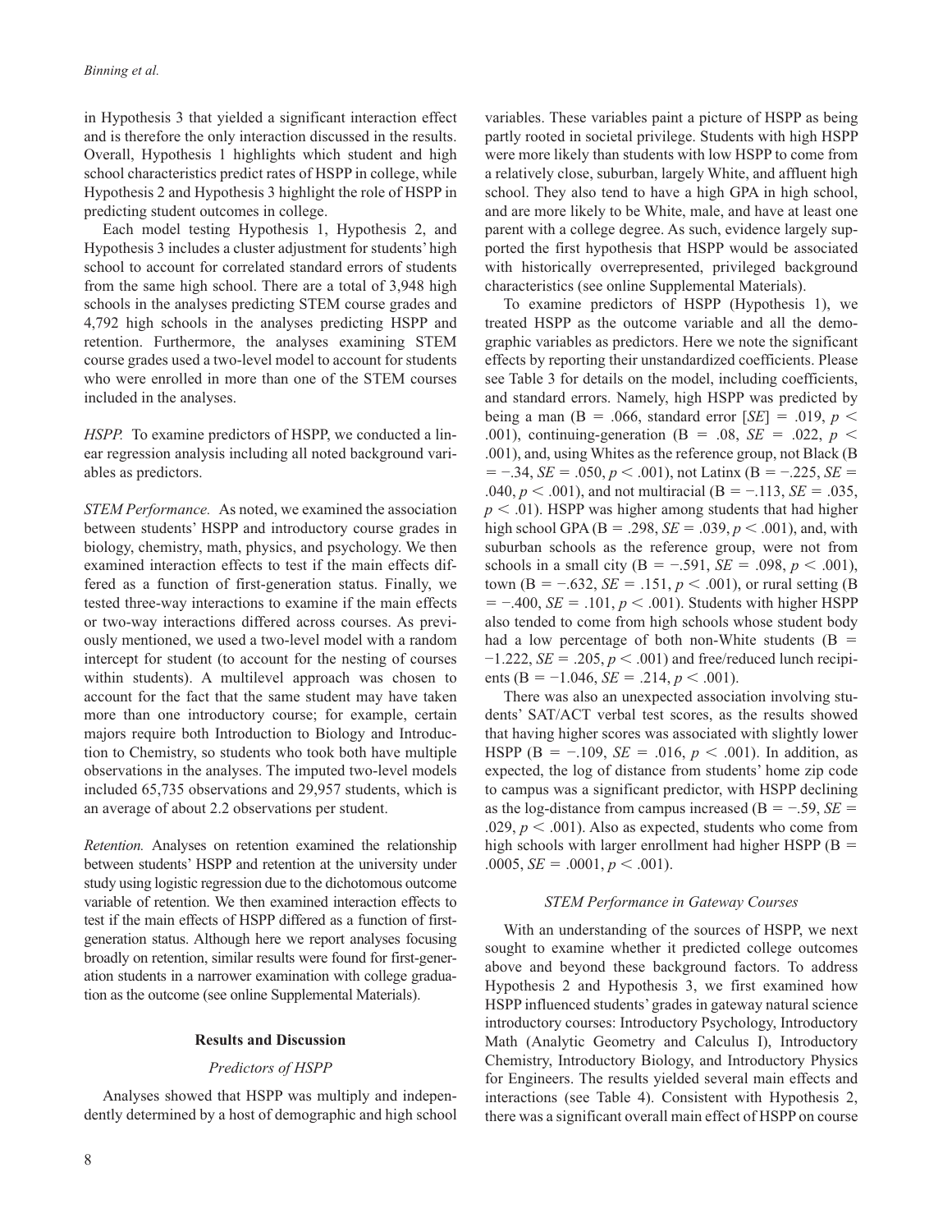in Hypothesis 3 that yielded a significant interaction effect and is therefore the only interaction discussed in the results. Overall, Hypothesis 1 highlights which student and high school characteristics predict rates of HSPP in college, while Hypothesis 2 and Hypothesis 3 highlight the role of HSPP in predicting student outcomes in college.

Each model testing Hypothesis 1, Hypothesis 2, and Hypothesis 3 includes a cluster adjustment for students' high school to account for correlated standard errors of students from the same high school. There are a total of 3,948 high schools in the analyses predicting STEM course grades and 4,792 high schools in the analyses predicting HSPP and retention. Furthermore, the analyses examining STEM course grades used a two-level model to account for students who were enrolled in more than one of the STEM courses included in the analyses.

*HSPP.* To examine predictors of HSPP, we conducted a linear regression analysis including all noted background variables as predictors.

*STEM Performance.* As noted, we examined the association between students' HSPP and introductory course grades in biology, chemistry, math, physics, and psychology. We then examined interaction effects to test if the main effects differed as a function of first-generation status. Finally, we tested three-way interactions to examine if the main effects or two-way interactions differed across courses. As previously mentioned, we used a two-level model with a random intercept for student (to account for the nesting of courses within students). A multilevel approach was chosen to account for the fact that the same student may have taken more than one introductory course; for example, certain majors require both Introduction to Biology and Introduction to Chemistry, so students who took both have multiple observations in the analyses. The imputed two-level models included 65,735 observations and 29,957 students, which is an average of about 2.2 observations per student.

*Retention.* Analyses on retention examined the relationship between students' HSPP and retention at the university under study using logistic regression due to the dichotomous outcome variable of retention. We then examined interaction effects to test if the main effects of HSPP differed as a function of first-generation status. Although here we report analyses focusing broadly on retention, similar results were found for first-generation students in a narrower examination with college graduation as the outcome (see online Supplemental Materials).

## Results and Discussion

### *Predictors of HSPP*

Analyses showed that HSPP was multiply and independently determined by a host of demographic and high school variables. These variables paint a picture of HSPP as being partly rooted in societal privilege. Students with high HSPP were more likely than students with low HSPP to come from a relatively close, suburban, largely White, and affluent high school. They also tend to have a high GPA in high school, and are more likely to be White, male, and have at least one parent with a college degree. As such, evidence largely supported the first hypothesis that HSPP would be associated with historically overrepresented, privileged background characteristics (see online Supplemental Materials).

To examine predictors of HSPP (Hypothesis 1), we treated HSPP as the outcome variable and all the demographic variables as predictors. Here we note the significant effects by reporting their unstandardized coefficients. Please see Table 3 for details on the model, including coefficients, and standard errors. Namely, high HSPP was predicted by being a man (B = .066, standard error [*SE*] = .019, $p < .001$), continuing-generation (B = .08, *SE* = .022, $p < .001$), and, using Whites as the reference group, not Black (B = −.34, *SE* = .050, $p < .001$), not Latinx (B = −.225, *SE* = .040, $p < .001$), and not multiracial (B = −.113, *SE* = .035, $p < .01$). HSPP was higher among students that had higher high school GPA (B = .298, *SE* = .039, $p < .001$), and, with suburban schools as the reference group, were not from schools in a small city (B = −.591, *SE* = .098, $p < .001$), town (B = −.632, *SE* = .151, $p < .001$), or rural setting (B = −.400, *SE* = .101, $p < .001$). Students with higher HSPP also tended to come from high schools whose student body had a low percentage of both non-White students (B = −1.222, *SE* = .205, $p < .001$) and free/reduced lunch recipients (B = −1.046, *SE* = .214, $p < .001$).

There was also an unexpected association involving students' SAT/ACT verbal test scores, as the results showed that having higher scores was associated with slightly lower HSPP (B = −.109, *SE* = .016, $p < .001$). In addition, as expected, the log of distance from students' home zip code to campus was a significant predictor, with HSPP declining as the log-distance from campus increased (B = −.59, *SE* = .029, $p < .001$). Also as expected, students who come from high schools with larger enrollment had higher HSPP (B = .0005, *SE* = .0001, $p < .001$).

### *STEM Performance in Gateway Courses*

With an understanding of the sources of HSPP, we next sought to examine whether it predicted college outcomes above and beyond these background factors. To address Hypothesis 2 and Hypothesis 3, we first examined how HSPP influenced students' grades in gateway natural science introductory courses: Introductory Psychology, Introductory Math (Analytic Geometry and Calculus I), Introductory Chemistry, Introductory Biology, and Introductory Physics for Engineers. The results yielded several main effects and interactions (see Table 4). Consistent with Hypothesis 2, there was a significant overall main effect of HSPP on course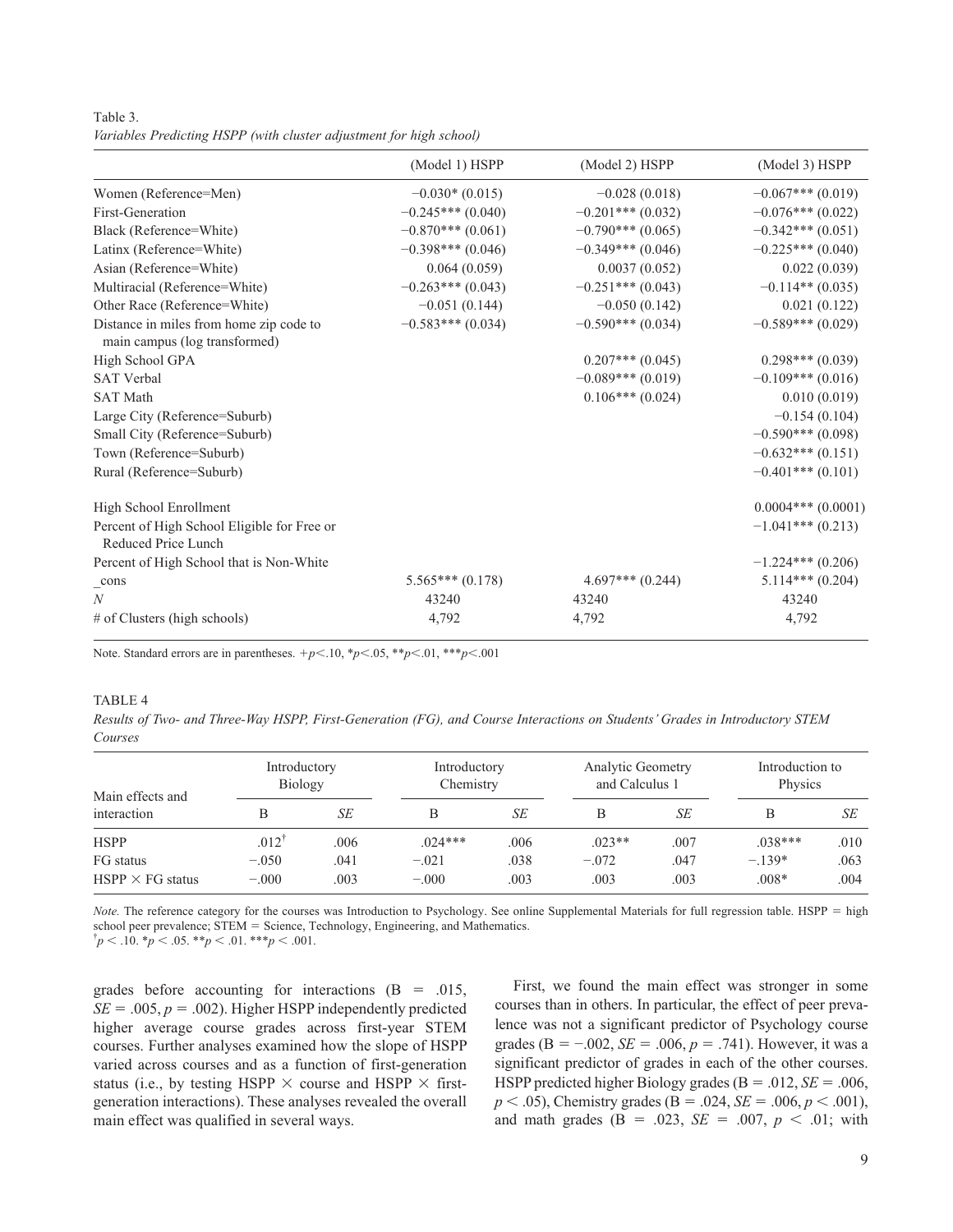Table 3.
*Variables Predicting HSPP (with cluster adjustment for high school)*

| | (Model 1) HSPP | (Model 2) HSPP | (Model 3) HSPP |
|---|---|---|---|
| Women (Reference=Men) | −0.030* (0.015) | −0.028 (0.018) | −0.067*** (0.019) |
| First-Generation | −0.245*** (0.040) | −0.201*** (0.032) | −0.076*** (0.022) |
| Black (Reference=White) | −0.870*** (0.061) | −0.790*** (0.065) | −0.342*** (0.051) |
| Latinx (Reference=White) | −0.398*** (0.046) | −0.349*** (0.046) | −0.225*** (0.040) |
| Asian (Reference=White) | 0.064 (0.059) | 0.0037 (0.052) | 0.022 (0.039) |
| Multiracial (Reference=White) | −0.263*** (0.043) | −0.251*** (0.043) | −0.114** (0.035) |
| Other Race (Reference=White) | −0.051 (0.144) | −0.050 (0.142) | 0.021 (0.122) |
| Distance in miles from home zip code to main campus (log transformed) | −0.583*** (0.034) | −0.590*** (0.034) | −0.589*** (0.029) |
| High School GPA | | 0.207*** (0.045) | 0.298*** (0.039) |
| SAT Verbal | | −0.089*** (0.019) | −0.109*** (0.016) |
| SAT Math | | 0.106*** (0.024) | 0.010 (0.019) |
| Large City (Reference=Suburb) | | | −0.154 (0.104) |
| Small City (Reference=Suburb) | | | −0.590*** (0.098) |
| Town (Reference=Suburb) | | | −0.632*** (0.151) |
| Rural (Reference=Suburb) | | | −0.401*** (0.101) |
| High School Enrollment | | | 0.0004*** (0.0001) |
| Percent of High School Eligible for Free or Reduced Price Lunch | | | −1.041*** (0.213) |
| Percent of High School that is Non-White | | | −1.224*** (0.206) |
| _cons | 5.565*** (0.178) | 4.697*** (0.244) | 5.114*** (0.204) |
| *N* | 43240 | 43240 | 43240 |
| # of Clusters (high schools) | 4,792 | 4,792 | 4,792 |

Note. Standard errors are in parentheses. $+p<.10$, $*p<.05$, $**p<.01$, $***p<.001$

TABLE 4
*Results of Two- and Three-Way HSPP, First-Generation (FG), and Course Interactions on Students' Grades in Introductory STEM Courses*

| Main effects and interaction | Introductory Biology | | Introductory Chemistry | | Analytic Geometry and Calculus 1 | | Introduction to Physics | |
|---|---|---|---|---|---|---|---|---|
| | B | *SE* | B | *SE* | B | *SE* | B | *SE* |
| HSPP | .012[†] | .006 | .024*** | .006 | .023** | .007 | .038*** | .010 |
| FG status | −.050 | .041 | −.021 | .038 | −.072 | .047 | −.139* | .063 |
| HSPP × FG status | −.000 | .003 | −.000 | .003 | .003 | .003 | .008* | .004 |

*Note.* The reference category for the courses was Introduction to Psychology. See online Supplemental Materials for full regression table. HSPP = high school peer prevalence; STEM = Science, Technology, Engineering, and Mathematics.
$^{\dagger}p < .10$. $*p < .05$. $**p < .01$. $***p < .001$.

grades before accounting for interactions (B = .015, *SE* = .005, *p* = .002). Higher HSPP independently predicted higher average course grades across first-year STEM courses. Further analyses examined how the slope of HSPP varied across courses and as a function of first-generation status (i.e., by testing HSPP × course and HSPP × first-generation interactions). These analyses revealed the overall main effect was qualified in several ways.

First, we found the main effect was stronger in some courses than in others. In particular, the effect of peer prevalence was not a significant predictor of Psychology course grades (B = −.002, *SE* = .006, *p* = .741). However, it was a significant predictor of grades in each of the other courses. HSPP predicted higher Biology grades (B = .012, *SE* = .006, $p < .05$), Chemistry grades (B = .024, *SE* = .006, $p < .001$), and math grades (B = .023, *SE* = .007, $p < .01$; with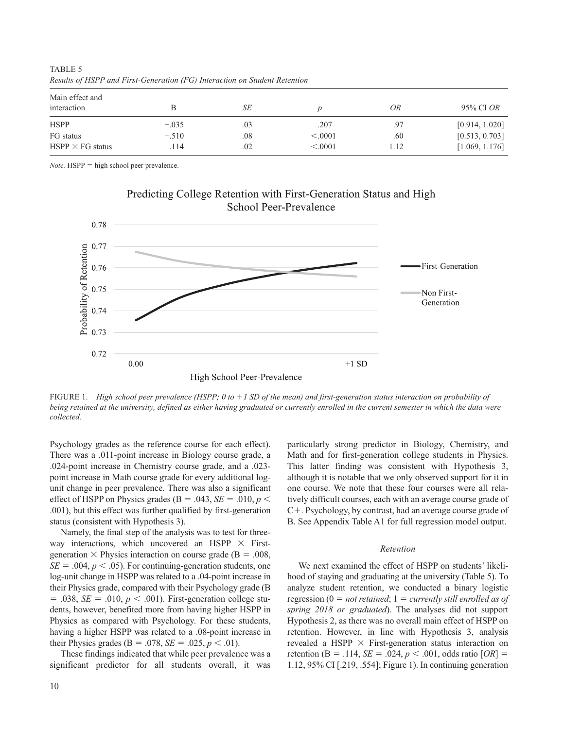TABLE 5
*Results of HSPP and First-Generation (FG) Interaction on Student Retention*

| Main effect and interaction | B | *SE* | *p* | *OR* | 95% CI *OR* |
|---|---|---|---|---|---|
| HSPP | −.035 | .03 | .207 | .97 | [0.914, 1.020] |
| FG status | −.510 | .08 | <.0001 | .60 | [0.513, 0.703] |
| HSPP × FG status | .114 | .02 | <.0001 | 1.12 | [1.069, 1.176] |

*Note.* HSPP = high school peer prevalence.

FIGURE 1. *High school peer prevalence (HSPP; 0 to +1 SD of the mean) and first-generation status interaction on probability of being retained at the university, defined as either having graduated or currently enrolled in the current semester in which the data were collected.*

Psychology grades as the reference course for each effect). There was a .011-point increase in Biology course grade, a .024-point increase in Chemistry course grade, and a .023-point increase in Math course grade for every additional log-unit change in peer prevalence. There was also a significant effect of HSPP on Physics grades (B = .043, *SE* = .010, $p < .001$), but this effect was further qualified by first-generation status (consistent with Hypothesis 3).

Namely, the final step of the analysis was to test for three-way interactions, which uncovered an HSPP × First-generation × Physics interaction on course grade (B = .008, *SE* = .004, $p < .05$). For continuing-generation students, one log-unit change in HSPP was related to a .04-point increase in their Physics grade, compared with their Psychology grade (B = .038, *SE* = .010, $p < .001$). First-generation college students, however, benefited more from having higher HSPP in Physics as compared with Psychology. For these students, having a higher HSPP was related to a .08-point increase in their Physics grades (B = .078, *SE* = .025, $p < .01$).

These findings indicated that while peer prevalence was a significant predictor for all students overall, it was particularly strong predictor in Biology, Chemistry, and Math and for first-generation college students in Physics. This latter finding was consistent with Hypothesis 3, although it is notable that we only observed support for it in one course. We note that these four courses were all relatively difficult courses, each with an average course grade of C+. Psychology, by contrast, had an average course grade of B. See Appendix Table A1 for full regression model output.

### *Retention*

We next examined the effect of HSPP on students' likelihood of staying and graduating at the university (Table 5). To analyze student retention, we conducted a binary logistic regression (0 = *not retained*; 1 = *currently still enrolled as of spring 2018 or graduated*). The analyses did not support Hypothesis 2, as there was no overall main effect of HSPP on retention. However, in line with Hypothesis 3, analysis revealed a HSPP × First-generation status interaction on retention (B = .114, *SE* = .024, $p < .001$, odds ratio [*OR*] = 1.12, 95% CI [.219, .554]; Figure 1). In continuing generation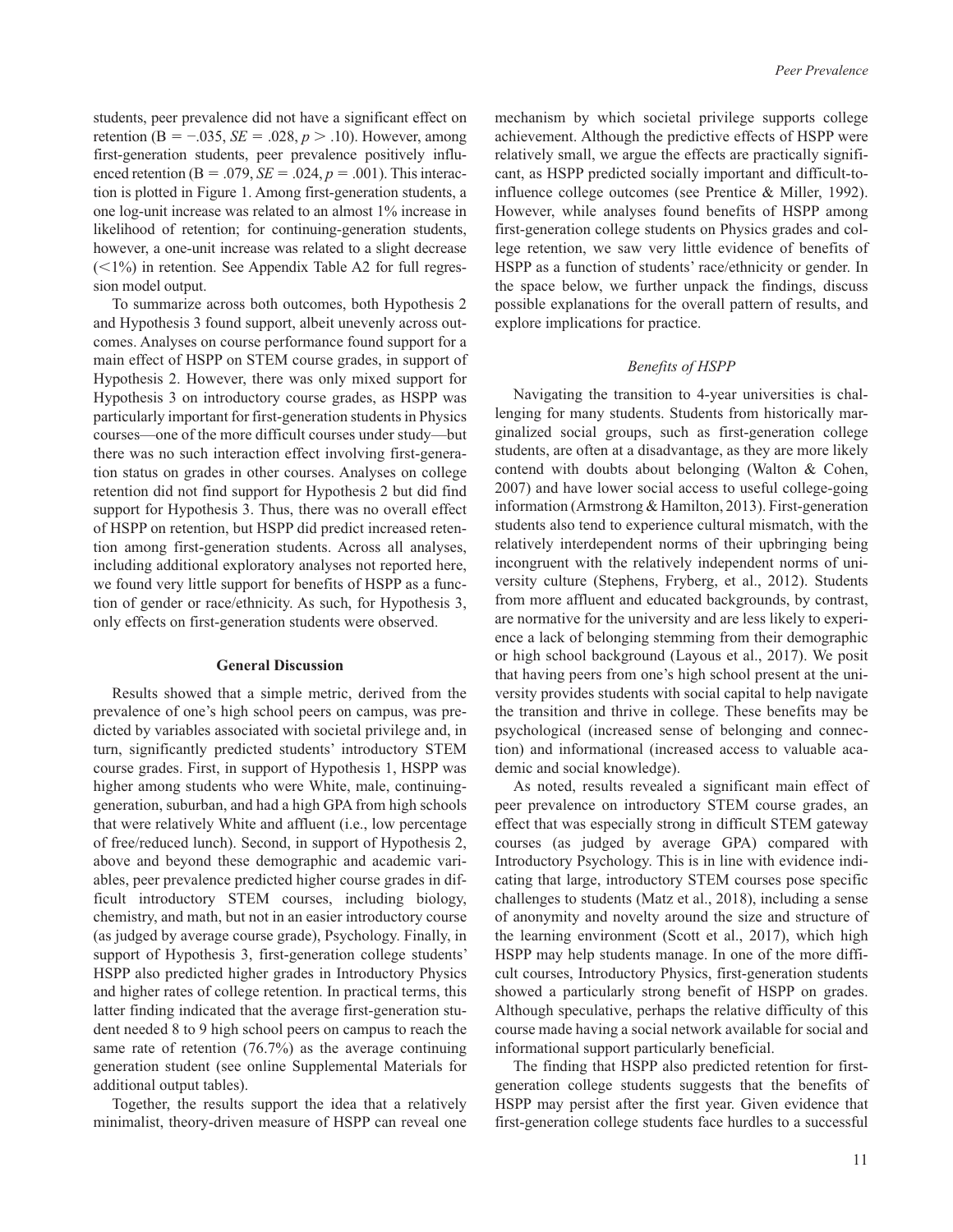students, peer prevalence did not have a significant effect on retention ($B = -.035$, $SE = .028$, $p > .10$). However, among first-generation students, peer prevalence positively influenced retention ($B = .079$, $SE = .024$, $p = .001$). This interaction is plotted in Figure 1. Among first-generation students, a one log-unit increase was related to an almost 1% increase in likelihood of retention; for continuing-generation students, however, a one-unit increase was related to a slight decrease (<1%) in retention. See Appendix Table A2 for full regression model output.

To summarize across both outcomes, both Hypothesis 2 and Hypothesis 3 found support, albeit unevenly across outcomes. Analyses on course performance found support for a main effect of HSPP on STEM course grades, in support of Hypothesis 2. However, there was only mixed support for Hypothesis 3 on introductory course grades, as HSPP was particularly important for first-generation students in Physics courses—one of the more difficult courses under study—but there was no such interaction effect involving first-generation status on grades in other courses. Analyses on college retention did not find support for Hypothesis 2 but did find support for Hypothesis 3. Thus, there was no overall effect of HSPP on retention, but HSPP did predict increased retention among first-generation students. Across all analyses, including additional exploratory analyses not reported here, we found very little support for benefits of HSPP as a function of gender or race/ethnicity. As such, for Hypothesis 3, only effects on first-generation students were observed.

## General Discussion

Results showed that a simple metric, derived from the prevalence of one's high school peers on campus, was predicted by variables associated with societal privilege and, in turn, significantly predicted students' introductory STEM course grades. First, in support of Hypothesis 1, HSPP was higher among students who were White, male, continuing-generation, suburban, and had a high GPA from high schools that were relatively White and affluent (i.e., low percentage of free/reduced lunch). Second, in support of Hypothesis 2, above and beyond these demographic and academic variables, peer prevalence predicted higher course grades in difficult introductory STEM courses, including biology, chemistry, and math, but not in an easier introductory course (as judged by average course grade), Psychology. Finally, in support of Hypothesis 3, first-generation college students' HSPP also predicted higher grades in Introductory Physics and higher rates of college retention. In practical terms, this latter finding indicated that the average first-generation student needed 8 to 9 high school peers on campus to reach the same rate of retention (76.7%) as the average continuing generation student (see online Supplemental Materials for additional output tables).

Together, the results support the idea that a relatively minimalist, theory-driven measure of HSPP can reveal one mechanism by which societal privilege supports college achievement. Although the predictive effects of HSPP were relatively small, we argue the effects are practically significant, as HSPP predicted socially important and difficult-to-influence college outcomes (see Prentice & Miller, 1992). However, while analyses found benefits of HSPP among first-generation college students on Physics grades and college retention, we saw very little evidence of benefits of HSPP as a function of students' race/ethnicity or gender. In the space below, we further unpack the findings, discuss possible explanations for the overall pattern of results, and explore implications for practice.

### *Benefits of HSPP*

Navigating the transition to 4-year universities is challenging for many students. Students from historically marginalized social groups, such as first-generation college students, are often at a disadvantage, as they are more likely contend with doubts about belonging (Walton & Cohen, 2007) and have lower social access to useful college-going information (Armstrong & Hamilton, 2013). First-generation students also tend to experience cultural mismatch, with the relatively interdependent norms of their upbringing being incongruent with the relatively independent norms of university culture (Stephens, Fryberg, et al., 2012). Students from more affluent and educated backgrounds, by contrast, are normative for the university and are less likely to experience a lack of belonging stemming from their demographic or high school background (Layous et al., 2017). We posit that having peers from one's high school present at the university provides students with social capital to help navigate the transition and thrive in college. These benefits may be psychological (increased sense of belonging and connection) and informational (increased access to valuable academic and social knowledge).

As noted, results revealed a significant main effect of peer prevalence on introductory STEM course grades, an effect that was especially strong in difficult STEM gateway courses (as judged by average GPA) compared with Introductory Psychology. This is in line with evidence indicating that large, introductory STEM courses pose specific challenges to students (Matz et al., 2018), including a sense of anonymity and novelty around the size and structure of the learning environment (Scott et al., 2017), which high HSPP may help students manage. In one of the more difficult courses, Introductory Physics, first-generation students showed a particularly strong benefit of HSPP on grades. Although speculative, perhaps the relative difficulty of this course made having a social network available for social and informational support particularly beneficial.

The finding that HSPP also predicted retention for first-generation college students suggests that the benefits of HSPP may persist after the first year. Given evidence that first-generation college students face hurdles to a successful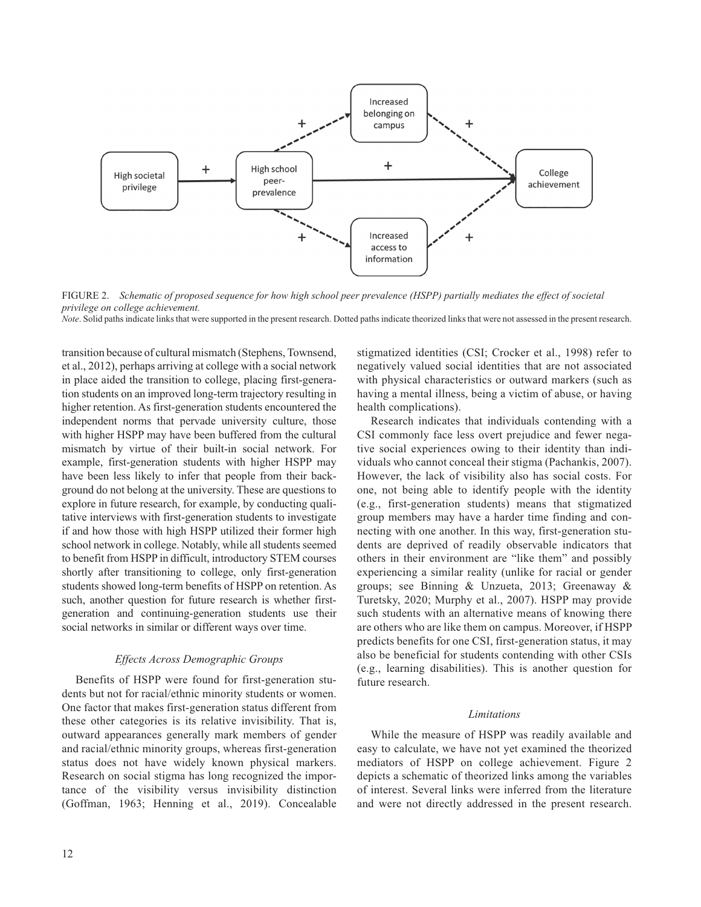FIGURE 2. *Schematic of proposed sequence for how high school peer prevalence (HSPP) partially mediates the effect of societal privilege on college achievement.*

*Note*. Solid paths indicate links that were supported in the present research. Dotted paths indicate theorized links that were not assessed in the present research.

transition because of cultural mismatch (Stephens, Townsend, et al., 2012), perhaps arriving at college with a social network in place aided the transition to college, placing first-generation students on an improved long-term trajectory resulting in higher retention. As first-generation students encountered the independent norms that pervade university culture, those with higher HSPP may have been buffered from the cultural mismatch by virtue of their built-in social network. For example, first-generation students with higher HSPP may have been less likely to infer that people from their background do not belong at the university. These are questions to explore in future research, for example, by conducting qualitative interviews with first-generation students to investigate if and how those with high HSPP utilized their former high school network in college. Notably, while all students seemed to benefit from HSPP in difficult, introductory STEM courses shortly after transitioning to college, only first-generation students showed long-term benefits of HSPP on retention. As such, another question for future research is whether first-generation and continuing-generation students use their social networks in similar or different ways over time.

### *Effects Across Demographic Groups*

Benefits of HSPP were found for first-generation students but not for racial/ethnic minority students or women. One factor that makes first-generation status different from these other categories is its relative invisibility. That is, outward appearances generally mark members of gender and racial/ethnic minority groups, whereas first-generation status does not have widely known physical markers. Research on social stigma has long recognized the importance of the visibility versus invisibility distinction (Goffman, 1963; Henning et al., 2019). Concealable stigmatized identities (CSI; Crocker et al., 1998) refer to negatively valued social identities that are not associated with physical characteristics or outward markers (such as having a mental illness, being a victim of abuse, or having health complications).

Research indicates that individuals contending with a CSI commonly face less overt prejudice and fewer negative social experiences owing to their identity than individuals who cannot conceal their stigma (Pachankis, 2007). However, the lack of visibility also has social costs. For one, not being able to identify people with the identity (e.g., first-generation students) means that stigmatized group members may have a harder time finding and connecting with one another. In this way, first-generation students are deprived of readily observable indicators that others in their environment are "like them" and possibly experiencing a similar reality (unlike for racial or gender groups; see Binning & Unzueta, 2013; Greenaway & Turetsky, 2020; Murphy et al., 2007). HSPP may provide such students with an alternative means of knowing there are others who are like them on campus. Moreover, if HSPP predicts benefits for one CSI, first-generation status, it may also be beneficial for students contending with other CSIs (e.g., learning disabilities). This is another question for future research.

### *Limitations*

While the measure of HSPP was readily available and easy to calculate, we have not yet examined the theorized mediators of HSPP on college achievement. Figure 2 depicts a schematic of theorized links among the variables of interest. Several links were inferred from the literature and were not directly addressed in the present research.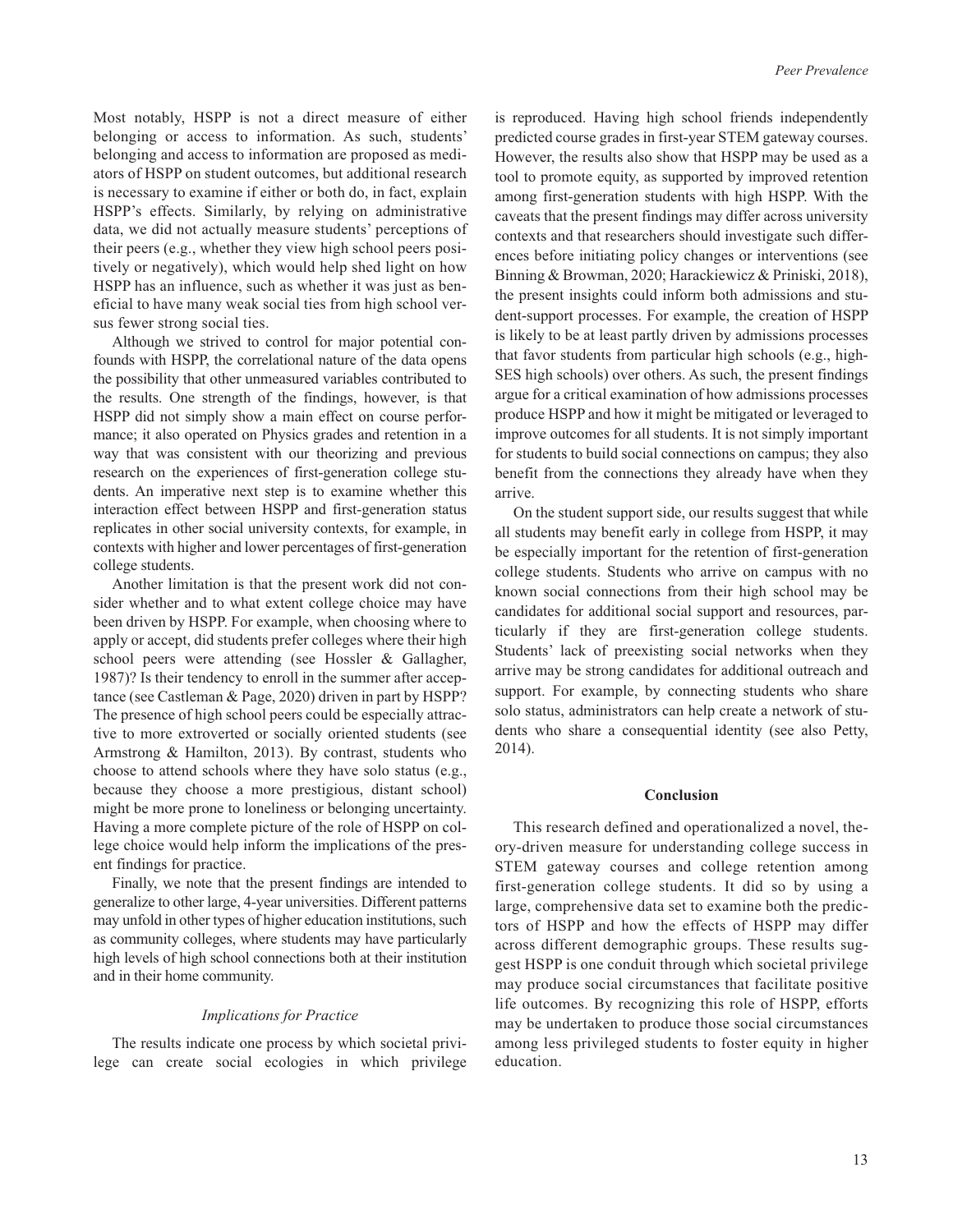Most notably, HSPP is not a direct measure of either belonging or access to information. As such, students' belonging and access to information are proposed as mediators of HSPP on student outcomes, but additional research is necessary to examine if either or both do, in fact, explain HSPP's effects. Similarly, by relying on administrative data, we did not actually measure students' perceptions of their peers (e.g., whether they view high school peers positively or negatively), which would help shed light on how HSPP has an influence, such as whether it was just as beneficial to have many weak social ties from high school versus fewer strong social ties.

Although we strived to control for major potential confounds with HSPP, the correlational nature of the data opens the possibility that other unmeasured variables contributed to the results. One strength of the findings, however, is that HSPP did not simply show a main effect on course performance; it also operated on Physics grades and retention in a way that was consistent with our theorizing and previous research on the experiences of first-generation college students. An imperative next step is to examine whether this interaction effect between HSPP and first-generation status replicates in other social university contexts, for example, in contexts with higher and lower percentages of first-generation college students.

Another limitation is that the present work did not consider whether and to what extent college choice may have been driven by HSPP. For example, when choosing where to apply or accept, did students prefer colleges where their high school peers were attending (see Hossler & Gallagher, 1987)? Is their tendency to enroll in the summer after acceptance (see Castleman & Page, 2020) driven in part by HSPP? The presence of high school peers could be especially attractive to more extroverted or socially oriented students (see Armstrong & Hamilton, 2013). By contrast, students who choose to attend schools where they have solo status (e.g., because they choose a more prestigious, distant school) might be more prone to loneliness or belonging uncertainty. Having a more complete picture of the role of HSPP on college choice would help inform the implications of the present findings for practice.

Finally, we note that the present findings are intended to generalize to other large, 4-year universities. Different patterns may unfold in other types of higher education institutions, such as community colleges, where students may have particularly high levels of high school connections both at their institution and in their home community.

### *Implications for Practice*

The results indicate one process by which societal privilege can create social ecologies in which privilege is reproduced. Having high school friends independently predicted course grades in first-year STEM gateway courses. However, the results also show that HSPP may be used as a tool to promote equity, as supported by improved retention among first-generation students with high HSPP. With the caveats that the present findings may differ across university contexts and that researchers should investigate such differences before initiating policy changes or interventions (see Binning & Browman, 2020; Harackiewicz & Priniski, 2018), the present insights could inform both admissions and student-support processes. For example, the creation of HSPP is likely to be at least partly driven by admissions processes that favor students from particular high schools (e.g., high-SES high schools) over others. As such, the present findings argue for a critical examination of how admissions processes produce HSPP and how it might be mitigated or leveraged to improve outcomes for all students. It is not simply important for students to build social connections on campus; they also benefit from the connections they already have when they arrive.

On the student support side, our results suggest that while all students may benefit early in college from HSPP, it may be especially important for the retention of first-generation college students. Students who arrive on campus with no known social connections from their high school may be candidates for additional social support and resources, particularly if they are first-generation college students. Students' lack of preexisting social networks when they arrive may be strong candidates for additional outreach and support. For example, by connecting students who share solo status, administrators can help create a network of students who share a consequential identity (see also Petty, 2014).

## Conclusion

This research defined and operationalized a novel, theory-driven measure for understanding college success in STEM gateway courses and college retention among first-generation college students. It did so by using a large, comprehensive data set to examine both the predictors of HSPP and how the effects of HSPP may differ across different demographic groups. These results suggest HSPP is one conduit through which societal privilege may produce social circumstances that facilitate positive life outcomes. By recognizing this role of HSPP, efforts may be undertaken to produce those social circumstances among less privileged students to foster equity in higher education.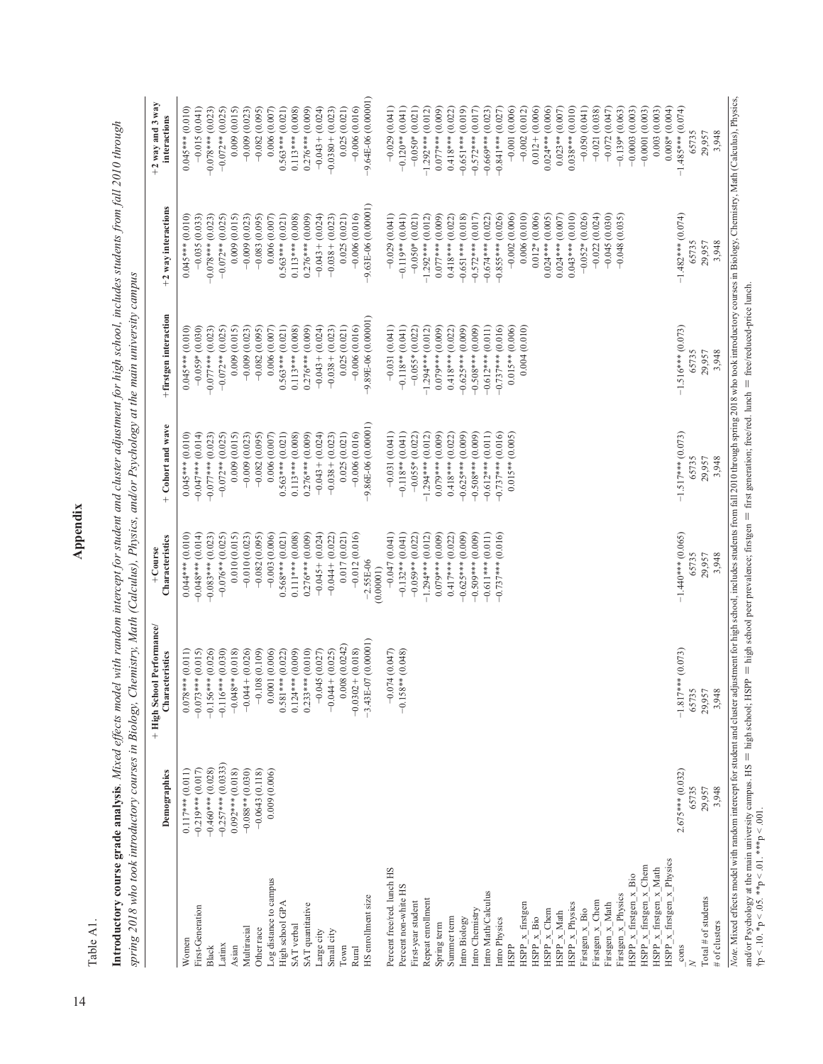# Appendix

Table A1.

**Introductory course grade analysis**. *Mixed effects model with random intercept for student and cluster adjustment for high school, includes students from fall 2010 through spring 2018 who took introductory courses in Biology, Chemistry, Math (Calculus), Physics, and/or Psychology at the main university campus*

| | Demographics | + High School Performance/ Characteristics | +Course Characteristics | + Cohort and wave | +firstgen interaction | +2 way interactions | +2 way and 3 way interactions |
|---|---|---|---|---|---|---|---|
| Women | 0.117*** (0.011) | 0.078*** (0.011) | 0.044*** (0.010) | 0.045*** (0.010) | 0.045*** (0.010) | 0.045*** (0.010) | 0.045*** (0.010) |
| First-Generation | −0.219*** (0.017) | −0.073*** (0.015) | −0.048*** (0.014) | −0.047*** (0.014) | −0.059* (0.030) | −0.035 (0.033) | −0.015 (0.041) |
| Black | −0.460*** (0.028) | −0.156*** (0.026) | −0.083*** (0.023) | −0.077*** (0.023) | −0.077*** (0.023) | −0.078*** (0.023) | −0.078*** (0.023) |
| Latinx | −0.257*** (0.0333) | −0.116*** (0.030) | −0.076** (0.025) | −0.072** (0.025) | −0.072** (0.025) | −0.072** (0.025) | −0.072** (0.025) |
| Asian | 0.092*** (0.018) | −0.048** (0.018) | 0.010 (0.015) | 0.009 (0.015) | 0.009 (0.015) | 0.009 (0.015) | 0.009 (0.015) |
| Multiracial | −0.088** (0.030) | −0.044+ (0.026) | −0.010 (0.023) | −0.009 (0.023) | −0.009 (0.023) | −0.009 (0.023) | −0.009 (0.023) |
| Other race | −0.0643 (0.118) | −0.108 (0.109) | −0.082 (0.095) | −0.082 (0.095) | −0.082 (0.095) | −0.083 (0.095) | −0.082 (0.095) |
| Log distance to campus | 0.009 (0.006) | 0.0001 (0.006) | −0.003 (0.006) | 0.006 (0.007) | 0.006 (0.007) | 0.006 (0.007) | 0.006 (0.007) |
| High school GPA | | 0.581*** (0.022) | 0.568*** (0.021) | 0.563*** (0.021) | 0.563*** (0.021) | 0.563*** (0.021) | 0.563*** (0.021) |
| SAT verbal | | 0.124*** (0.009) | 0.111*** (0.008) | 0.113*** (0.008) | 0.113*** (0.008) | 0.113*** (0.008) | 0.113*** (0.008) |
| SAT quantitative | | 0.233*** (0.010) | 0.276*** (0.009) | 0.276*** (0.009) | 0.276*** (0.009) | 0.276*** (0.009) | 0.276*** (0.009) |
| Large city | | −0.045 (0.027) | −0.045+ (0.024) | −0.043+ (0.024) | −0.043+ (0.024) | −0.043+ (0.024) | −0.043+ (0.024) |
| Small city | | −0.044+ (0.025) | −0.044+ (0.022) | −0.038+ (0.023) | −0.038+ (0.023) | −0.038+ (0.023) | −0.0380+ (0.023) |
| Town | | 0.008 (0.0242) | 0.017 (0.021) | 0.025 (0.021) | 0.025 (0.021) | 0.025 (0.021) | 0.025 (0.021) |
| Rural | | −0.0302+ (0.018) | −0.012 (0.016) | −0.006 (0.016) | −0.006 (0.016) | −0.006 (0.016) | −0.006 (0.016) |
| HS enrollment size | | −3.43E-07 (0.00001) | −2.55E-06 (0.00001) | −9.86E-06 (0.00001) | −9.89E-06 (0.00001) | −9.63E-06 (0.00001) | −9.64E-06 (0.00001) |
| Percent free/red. lunch HS | | −0.074 (0.047) | −0.047 (0.041) | −0.031 (0.041) | −0.031 (0.041) | −0.029 (0.041) | −0.029 (0.041) |
| Percent non-white HS | | −0.158** (0.048) | −0.132* (0.041) | −0.118** (0.041) | −0.118** (0.041) | −0.119** (0.041) | −0.120** (0.041) |
| First-year student | | | −0.059** (0.022) | −0.055* (0.022) | −0.055* (0.022) | −0.050* (0.021) | −0.050* (0.021) |
| Repeat enrollment | | | −1.294*** (0.012) | −1.294*** (0.012) | −1.294*** (0.012) | −1.292*** (0.012) | −1.292*** (0.012) |
| Spring term | | | 0.079*** (0.009) | 0.079*** (0.009) | 0.079*** (0.009) | 0.077*** (0.009) | 0.077*** (0.009) |
| Summer term | | | 0.417*** (0.022) | 0.418*** (0.022) | 0.418*** (0.022) | 0.418*** (0.022) | 0.418*** (0.022) |
| Intro Biology | | | −0.625*** (0.009) | −0.625*** (0.009) | −0.625*** (0.009) | −0.651*** (0.018) | −0.651*** (0.019) |
| Intro Chemistry | | | −0.509*** (0.009) | −0.508*** (0.009) | −0.508*** (0.009) | −0.572*** (0.017) | −0.572*** (0.017) |
| Intro Math/Calculus | | | −0.611*** (0.011) | −0.612*** (0.011) | −0.612*** (0.011) | −0.674*** (0.022) | −0.669*** (0.023) |
| Intro Physics | | | −0.737*** (0.016) | −0.737*** (0.016) | −0.737*** (0.016) | −0.855*** (0.026) | −0.841*** (0.027) |
| HSPP | | | | 0.015** (0.005) | 0.015** (0.006) | −0.002 (0.006) | −0.001 (0.006) |
| HSPP_x_firstgen | | | | | 0.004 (0.010) | 0.006 (0.010) | −0.002 (0.012) |
| HSPP_x_Bio | | | | | | 0.012* (0.006) | 0.012+ (0.006) |
| HSPP_x_Chem | | | | | | 0.024*** (0.005) | 0.024*** (0.006) |
| HSPP_x_Math | | | | | | 0.024*** (0.007) | 0.023** (0.007) |
| HSPP_x_Physics | | | | | | 0.043*** (0.010) | 0.038*** (0.010) |
| Firstgen_x_Bio | | | | | | −0.052* (0.026) | −0.050 (0.041) |
| Firstgen_x_Chem | | | | | | −0.022 (0.024) | −0.021 (0.038) |
| Firstgen_x_Math | | | | | | −0.045 (0.030) | −0.072 (0.047) |
| Firstgen_x_Physics | | | | | | −0.048 (0.035) | −0.139* (0.063) |
| HSPP_x_firstgen_x_Bio | | | | | | | −0.0003 (0.003) |
| HSPP_x_firstgen_x_Chem | | | | | | | −0.0001 (0.003) |
| HSPP_x_firstgen_x_Math | | | | | | | 0.003 (0.003) |
| HSPP_x_firstgen_x_Physics | | | | | | | 0.008* (0.004) |
| _cons | 2.675*** (0.032) | −1.817*** (0.073) | −1.440*** (0.065) | −1.517*** (0.073) | −1.516*** (0.073) | −1.482*** (0.074) | −1.485*** (0.074) |
| N | 65735 | 65735 | 65735 | 65735 | 65735 | 65735 | 65735 |
| Total # of students | 29,957 | 29,957 | 29,957 | 29,957 | 29,957 | 29,957 | 29,957 |
| # of clusters | 3,948 | 3,948 | 3,948 | 3,948 | 3,948 | 3,948 | 3,948 |

*Note.* Mixed effects model with random intercept for student and cluster adjustment for high school, includes students from fall 2010 through spring 2018 who took introductory courses in Biology, Chemistry, Math (Calculus), Physics, and/or Psychology at the main university campus. HS = high school; HSPP = high school peer prevalence; firstgen = first generation; free/red. lunch = free/reduced-price lunch.
†p < .10. *p < .05. **p < .01. ***p < .001.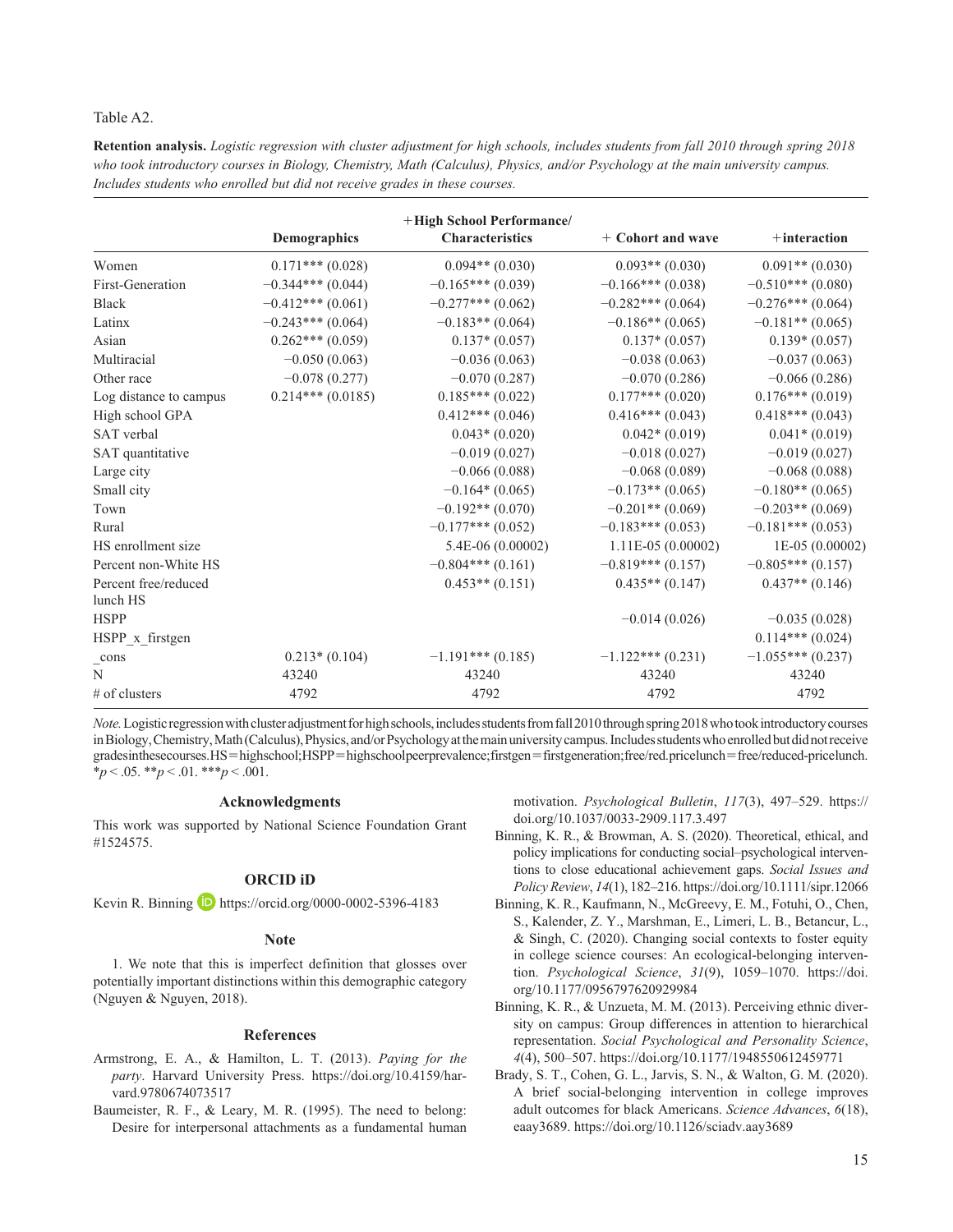Table A2.

**Retention analysis.** *Logistic regression with cluster adjustment for high schools, includes students from fall 2010 through spring 2018 who took introductory courses in Biology, Chemistry, Math (Calculus), Physics, and/or Psychology at the main university campus. Includes students who enrolled but did not receive grades in these courses.*

| | Demographics | +High School Performance/ Characteristics | + Cohort and wave | +interaction |
|---|---|---|---|---|
| Women | 0.171*** (0.028) | 0.094** (0.030) | 0.093** (0.030) | 0.091** (0.030) |
| First-Generation | −0.344*** (0.044) | −0.165*** (0.039) | −0.166*** (0.038) | −0.510*** (0.080) |
| Black | −0.412*** (0.061) | −0.277*** (0.062) | −0.282*** (0.064) | −0.276*** (0.064) |
| Latinx | −0.243*** (0.064) | −0.183** (0.064) | −0.186** (0.065) | −0.181** (0.065) |
| Asian | 0.262*** (0.059) | 0.137* (0.057) | 0.137* (0.057) | 0.139* (0.057) |
| Multiracial | −0.050 (0.063) | −0.036 (0.063) | −0.038 (0.063) | −0.037 (0.063) |
| Other race | −0.078 (0.277) | −0.070 (0.287) | −0.070 (0.286) | −0.066 (0.286) |
| Log distance to campus | 0.214*** (0.0185) | 0.185*** (0.022) | 0.177*** (0.020) | 0.176*** (0.019) |
| High school GPA | | 0.412*** (0.046) | 0.416*** (0.043) | 0.418*** (0.043) |
| SAT verbal | | 0.043* (0.020) | 0.042* (0.019) | 0.041* (0.019) |
| SAT quantitative | | −0.019 (0.027) | −0.018 (0.027) | −0.019 (0.027) |
| Large city | | −0.066 (0.088) | −0.068 (0.089) | −0.068 (0.088) |
| Small city | | −0.164* (0.065) | −0.173** (0.065) | −0.180** (0.065) |
| Town | | −0.192** (0.070) | −0.201** (0.069) | −0.203** (0.069) |
| Rural | | −0.177*** (0.052) | −0.183*** (0.053) | −0.181*** (0.053) |
| HS enrollment size | | 5.4E-06 (0.00002) | 1.11E-05 (0.00002) | 1E-05 (0.00002) |
| Percent non-White HS | | −0.804*** (0.161) | −0.819*** (0.157) | −0.805*** (0.157) |
| Percent free/reduced lunch HS | | 0.453** (0.151) | 0.435** (0.147) | 0.437** (0.146) |
| HSPP | | | −0.014 (0.026) | −0.035 (0.028) |
| HSPP_x_firstgen | | | | 0.114*** (0.024) |
| _cons | 0.213* (0.104) | −1.191*** (0.185) | −1.122*** (0.231) | −1.055*** (0.237) |
| N | 43240 | 43240 | 43240 | 43240 |
| # of clusters | 4792 | 4792 | 4792 | 4792 |

*Note.* Logistic regression with cluster adjustment for high schools, includes students from fall 2010 through spring 2018 who took introductory courses in Biology, Chemistry, Math (Calculus), Physics, and/or Psychology at the main university campus. Includes students who enrolled but did not receive grades in these courses. HS = high school; HSPP = high school peer prevalence; firstgen = first generation; free/red. price lunch = free/reduced-price lunch.
*$p$ < .05. **$p$ < .01. ***$p$ < .001.

## Acknowledgments

This work was supported by National Science Foundation Grant #1524575.

## ORCID iD

Kevin R. Binning https://orcid.org/0000-0002-5396-4183

## Note

1. We note that this is imperfect definition that glosses over potentially important distinctions within this demographic category (Nguyen & Nguyen, 2018).

## References

Armstrong, E. A., & Hamilton, L. T. (2013). *Paying for the party*. Harvard University Press. https://doi.org/10.4159/harvard.9780674073517

Baumeister, R. F., & Leary, M. R. (1995). The need to belong: Desire for interpersonal attachments as a fundamental human motivation. *Psychological Bulletin*, *117*(3), 497–529. https://doi.org/10.1037/0033-2909.117.3.497

Binning, K. R., & Browman, A. S. (2020). Theoretical, ethical, and policy implications for conducting social–psychological interventions to close educational achievement gaps. *Social Issues and Policy Review*, *14*(1), 182–216. https://doi.org/10.1111/sipr.12066

Binning, K. R., Kaufmann, N., McGreevy, E. M., Fotuhi, O., Chen, S., Kalender, Z. Y., Marshman, E., Limeri, L. B., Betancur, L., & Singh, C. (2020). Changing social contexts to foster equity in college science courses: An ecological-belonging intervention. *Psychological Science*, *31*(9), 1059–1070. https://doi.org/10.1177/0956797620929984

Binning, K. R., & Unzueta, M. M. (2013). Perceiving ethnic diversity on campus: Group differences in attention to hierarchical representation. *Social Psychological and Personality Science*, *4*(4), 500–507. https://doi.org/10.1177/1948550612459771

Brady, S. T., Cohen, G. L., Jarvis, S. N., & Walton, G. M. (2020). A brief social-belonging intervention in college improves adult outcomes for black Americans. *Science Advances*, *6*(18), eaay3689. https://doi.org/10.1126/sciadv.aay3689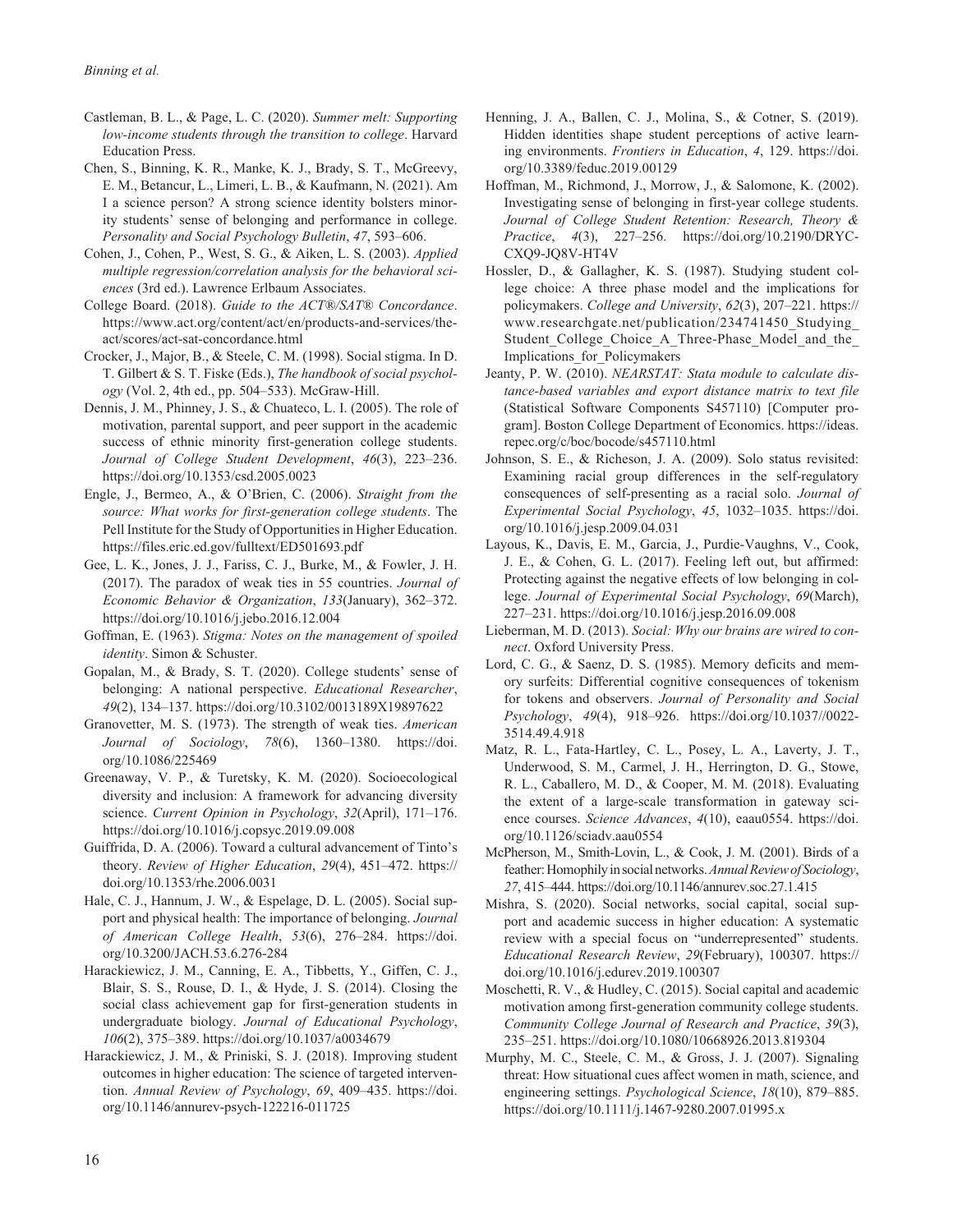Castleman, B. L., & Page, L. C. (2020). *Summer melt: Supporting low-income students through the transition to college*. Harvard Education Press.

Chen, S., Binning, K. R., Manke, K. J., Brady, S. T., McGreevy, E. M., Betancur, L., Limeri, L. B., & Kaufmann, N. (2021). Am I a science person? A strong science identity bolsters minority students' sense of belonging and performance in college. *Personality and Social Psychology Bulletin*, *47*, 593–606.

Cohen, J., Cohen, P., West, S. G., & Aiken, L. S. (2003). *Applied multiple regression/correlation analysis for the behavioral sciences* (3rd ed.). Lawrence Erlbaum Associates.

College Board. (2018). *Guide to the ACT®/SAT® Concordance*. https://www.act.org/content/act/en/products-and-services/the-act/scores/act-sat-concordance.html

Crocker, J., Major, B., & Steele, C. M. (1998). Social stigma. In D. T. Gilbert & S. T. Fiske (Eds.), *The handbook of social psychology* (Vol. 2, 4th ed., pp. 504–533). McGraw-Hill.

Dennis, J. M., Phinney, J. S., & Chuateco, L. I. (2005). The role of motivation, parental support, and peer support in the academic success of ethnic minority first-generation college students. *Journal of College Student Development*, *46*(3), 223–236. https://doi.org/10.1353/csd.2005.0023

Engle, J., Bermeo, A., & O'Brien, C. (2006). *Straight from the source: What works for first-generation college students*. The Pell Institute for the Study of Opportunities in Higher Education. https://files.eric.ed.gov/fulltext/ED501693.pdf

Gee, L. K., Jones, J. J., Fariss, C. J., Burke, M., & Fowler, J. H. (2017). The paradox of weak ties in 55 countries. *Journal of Economic Behavior & Organization*, *133*(January), 362–372. https://doi.org/10.1016/j.jebo.2016.12.004

Goffman, E. (1963). *Stigma: Notes on the management of spoiled identity*. Simon & Schuster.

Gopalan, M., & Brady, S. T. (2020). College students' sense of belonging: A national perspective. *Educational Researcher*, *49*(2), 134–137. https://doi.org/10.3102/0013189X19897622

Granovetter, M. S. (1973). The strength of weak ties. *American Journal of Sociology*, *78*(6), 1360–1380. https://doi.org/10.1086/225469

Greenaway, V. P., & Turetsky, K. M. (2020). Socioecological diversity and inclusion: A framework for advancing diversity science. *Current Opinion in Psychology*, *32*(April), 171–176. https://doi.org/10.1016/j.copsyc.2019.09.008

Guiffrida, D. A. (2006). Toward a cultural advancement of Tinto's theory. *Review of Higher Education*, *29*(4), 451–472. https://doi.org/10.1353/rhe.2006.0031

Hale, C. J., Hannum, J. W., & Espelage, D. L. (2005). Social support and physical health: The importance of belonging. *Journal of American College Health*, *53*(6), 276–284. https://doi.org/10.3200/JACH.53.6.276-284

Harackiewicz, J. M., Canning, E. A., Tibbetts, Y., Giffen, C. J., Blair, S. S., Rouse, D. I., & Hyde, J. S. (2014). Closing the social class achievement gap for first-generation students in undergraduate biology. *Journal of Educational Psychology*, *106*(2), 375–389. https://doi.org/10.1037/a0034679

Harackiewicz, J. M., & Priniski, S. J. (2018). Improving student outcomes in higher education: The science of targeted intervention. *Annual Review of Psychology*, *69*, 409–435. https://doi.org/10.1146/annurev-psych-122216-011725

Henning, J. A., Ballen, C. J., Molina, S., & Cotner, S. (2019). Hidden identities shape student perceptions of active learning environments. *Frontiers in Education*, *4*, 129. https://doi.org/10.3389/feduc.2019.00129

Hoffman, M., Richmond, J., Morrow, J., & Salomone, K. (2002). Investigating sense of belonging in first-year college students. *Journal of College Student Retention: Research, Theory & Practice*, *4*(3), 227–256. https://doi.org/10.2190/DRYC-CXQ9-JQ8V-HT4V

Hossler, D., & Gallagher, K. S. (1987). Studying student college choice: A three phase model and the implications for policymakers. *College and University*, *62*(3), 207–221. https://www.researchgate.net/publication/234741450_Studying_Student_College_Choice_A_Three-Phase_Model_and_the_Implications_for_Policymakers

Jeanty, P. W. (2010). *NEARSTAT: Stata module to calculate distance-based variables and export distance matrix to text file* (Statistical Software Components S457110) [Computer program]. Boston College Department of Economics. https://ideas.repec.org/c/boc/bocode/s457110.html

Johnson, S. E., & Richeson, J. A. (2009). Solo status revisited: Examining racial group differences in the self-regulatory consequences of self-presenting as a racial solo. *Journal of Experimental Social Psychology*, *45*, 1032–1035. https://doi.org/10.1016/j.jesp.2009.04.031

Layous, K., Davis, E. M., Garcia, J., Purdie-Vaughns, V., Cook, J. E., & Cohen, G. L. (2017). Feeling left out, but affirmed: Protecting against the negative effects of low belonging in college. *Journal of Experimental Social Psychology*, *69*(March), 227–231. https://doi.org/10.1016/j.jesp.2016.09.008

Lieberman, M. D. (2013). *Social: Why our brains are wired to connect*. Oxford University Press.

Lord, C. G., & Saenz, D. S. (1985). Memory deficits and memory surfeits: Differential cognitive consequences of tokenism for tokens and observers. *Journal of Personality and Social Psychology*, *49*(4), 918–926. https://doi.org/10.1037//0022-3514.49.4.918

Matz, R. L., Fata-Hartley, C. L., Posey, L. A., Laverty, J. T., Underwood, S. M., Carmel, J. H., Herrington, D. G., Stowe, R. L., Caballero, M. D., & Cooper, M. M. (2018). Evaluating the extent of a large-scale transformation in gateway science courses. *Science Advances*, *4*(10), eaau0554. https://doi.org/10.1126/sciadv.aau0554

McPherson, M., Smith-Lovin, L., & Cook, J. M. (2001). Birds of a feather: Homophily in social networks. *Annual Review of Sociology*, *27*, 415–444. https://doi.org/10.1146/annurev.soc.27.1.415

Mishra, S. (2020). Social networks, social capital, social support and academic success in higher education: A systematic review with a special focus on "underrepresented" students. *Educational Research Review*, *29*(February), 100307. https://doi.org/10.1016/j.edurev.2019.100307

Moschetti, R. V., & Hudley, C. (2015). Social capital and academic motivation among first-generation community college students. *Community College Journal of Research and Practice*, *39*(3), 235–251. https://doi.org/10.1080/10668926.2013.819304

Murphy, M. C., Steele, C. M., & Gross, J. J. (2007). Signaling threat: How situational cues affect women in math, science, and engineering settings. *Psychological Science*, *18*(10), 879–885. https://doi.org/10.1111/j.1467-9280.2007.01995.x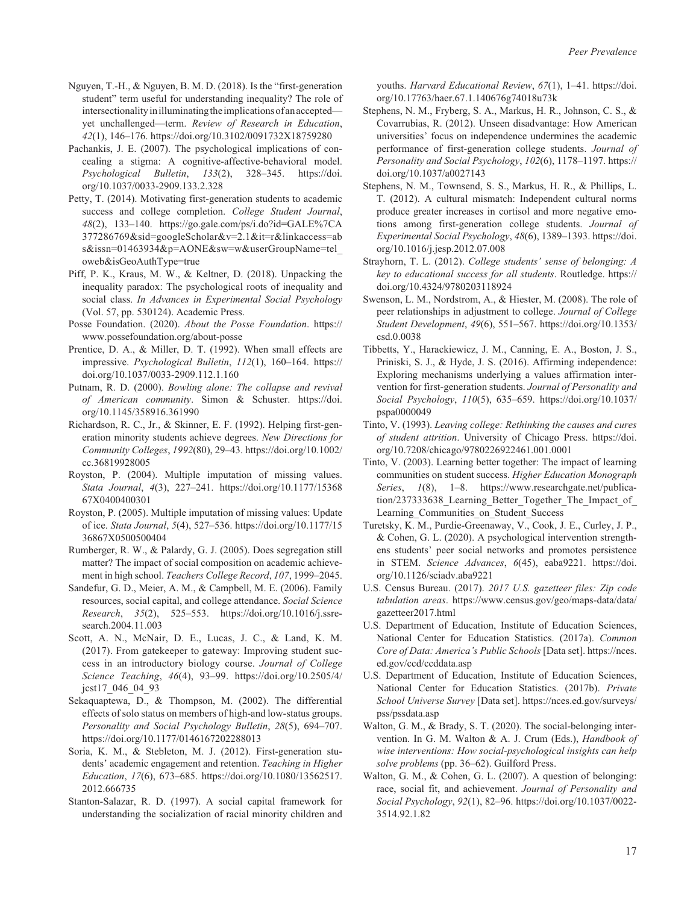Nguyen, T.-H., & Nguyen, B. M. D. (2018). Is the "first-generation student" term useful for understanding inequality? The role of intersectionality in illuminating the implications of an accepted—yet unchallenged—term. *Review of Research in Education*, *42*(1), 146–176. https://doi.org/10.3102/0091732X18759280

Pachankis, J. E. (2007). The psychological implications of concealing a stigma: A cognitive-affective-behavioral model. *Psychological Bulletin*, *133*(2), 328–345. https://doi.org/10.1037/0033-2909.133.2.328

Petty, T. (2014). Motivating first-generation students to academic success and college completion. *College Student Journal*, *48*(2), 133–140. https://go.gale.com/ps/i.do?id=GALE%7CA377286769&sid=googleScholar&v=2.1&it=r&linkaccess=abs&issn=01463934&p=AONE&sw=w&userGroupName=tel_oweb&isGeoAuthType=true

Piff, P. K., Kraus, M. W., & Keltner, D. (2018). Unpacking the inequality paradox: The psychological roots of inequality and social class. *In Advances in Experimental Social Psychology* (Vol. 57, pp. 530124). Academic Press.

Posse Foundation. (2020). *About the Posse Foundation*. https://www.possefoundation.org/about-posse

Prentice, D. A., & Miller, D. T. (1992). When small effects are impressive. *Psychological Bulletin*, *112*(1), 160–164. https://doi.org/10.1037/0033-2909.112.1.160

Putnam, R. D. (2000). *Bowling alone: The collapse and revival of American community*. Simon & Schuster. https://doi.org/10.1145/358916.361990

Richardson, R. C., Jr., & Skinner, E. F. (1992). Helping first-generation minority students achieve degrees. *New Directions for Community Colleges*, *1992*(80), 29–43. https://doi.org/10.1002/cc.36819928005

Royston, P. (2004). Multiple imputation of missing values. *Stata Journal*, *4*(3), 227–241. https://doi.org/10.1177/1536867X0400400301

Royston, P. (2005). Multiple imputation of missing values: Update of ice. *Stata Journal*, *5*(4), 527–536. https://doi.org/10.1177/1536867X0500500404

Rumberger, R. W., & Palardy, G. J. (2005). Does segregation still matter? The impact of social composition on academic achievement in high school. *Teachers College Record*, *107*, 1999–2045.

Sandefur, G. D., Meier, A. M., & Campbell, M. E. (2006). Family resources, social capital, and college attendance. *Social Science Research*, *35*(2), 525–553. https://doi.org/10.1016/j.ssresearch.2004.11.003

Scott, A. N., McNair, D. E., Lucas, J. C., & Land, K. M. (2017). From gatekeeper to gateway: Improving student success in an introductory biology course. *Journal of College Science Teaching*, *46*(4), 93–99. https://doi.org/10.2505/4/jcst17_046_04_93

Sekaquaptewa, D., & Thompson, M. (2002). The differential effects of solo status on members of high-and low-status groups. *Personality and Social Psychology Bulletin*, *28*(5), 694–707. https://doi.org/10.1177/0146167202288013

Soria, K. M., & Stebleton, M. J. (2012). First-generation students' academic engagement and retention. *Teaching in Higher Education*, *17*(6), 673–685. https://doi.org/10.1080/13562517.2012.666735

Stanton-Salazar, R. D. (1997). A social capital framework for understanding the socialization of racial minority children and youths. *Harvard Educational Review*, *67*(1), 1–41. https://doi.org/10.17763/haer.67.1.140676g74018u73k

Stephens, N. M., Fryberg, S. A., Markus, H. R., Johnson, C. S., & Covarrubias, R. (2012). Unseen disadvantage: How American universities' focus on independence undermines the academic performance of first-generation college students. *Journal of Personality and Social Psychology*, *102*(6), 1178–1197. https://doi.org/10.1037/a0027143

Stephens, N. M., Townsend, S. S., Markus, H. R., & Phillips, L. T. (2012). A cultural mismatch: Independent cultural norms produce greater increases in cortisol and more negative emotions among first-generation college students. *Journal of Experimental Social Psychology*, *48*(6), 1389–1393. https://doi.org/10.1016/j.jesp.2012.07.008

Strayhorn, T. L. (2012). *College students' sense of belonging: A key to educational success for all students*. Routledge. https://doi.org/10.4324/9780203118924

Swenson, L. M., Nordstrom, A., & Hiester, M. (2008). The role of peer relationships in adjustment to college. *Journal of College Student Development*, *49*(6), 551–567. https://doi.org/10.1353/csd.0.0038

Tibbetts, Y., Harackiewicz, J. M., Canning, E. A., Boston, J. S., Priniski, S. J., & Hyde, J. S. (2016). Affirming independence: Exploring mechanisms underlying a values affirmation intervention for first-generation students. *Journal of Personality and Social Psychology*, *110*(5), 635–659. https://doi.org/10.1037/pspa0000049

Tinto, V. (1993). *Leaving college: Rethinking the causes and cures of student attrition*. University of Chicago Press. https://doi.org/10.7208/chicago/9780226922461.001.0001

Tinto, V. (2003). Learning better together: The impact of learning communities on student success. *Higher Education Monograph Series*, *1*(8), 1–8. https://www.researchgate.net/publication/237333638_Learning_Better_Together_The_Impact_of_Learning_Communities_on_Student_Success

Turetsky, K. M., Purdie-Greenaway, V., Cook, J. E., Curley, J. P., & Cohen, G. L. (2020). A psychological intervention strengthens students' peer social networks and promotes persistence in STEM. *Science Advances*, *6*(45), eaba9221. https://doi.org/10.1126/sciadv.aba9221

U.S. Census Bureau. (2017). *2017 U.S. gazetteer files: Zip code tabulation areas*. https://www.census.gov/geo/maps-data/data/gazetteer2017.html

U.S. Department of Education, Institute of Education Sciences, National Center for Education Statistics. (2017a). *Common Core of Data: America's Public Schools* [Data set]. https://nces.ed.gov/ccd/ccddata.asp

U.S. Department of Education, Institute of Education Sciences, National Center for Education Statistics. (2017b). *Private School Universe Survey* [Data set]. https://nces.ed.gov/surveys/pss/pssdata.asp

Walton, G. M., & Brady, S. T. (2020). The social-belonging intervention. In G. M. Walton & A. J. Crum (Eds.), *Handbook of wise interventions: How social-psychological insights can help solve problems* (pp. 36–62). Guilford Press.

Walton, G. M., & Cohen, G. L. (2007). A question of belonging: race, social fit, and achievement. *Journal of Personality and Social Psychology*, *92*(1), 82–96. https://doi.org/10.1037/0022-3514.92.1.82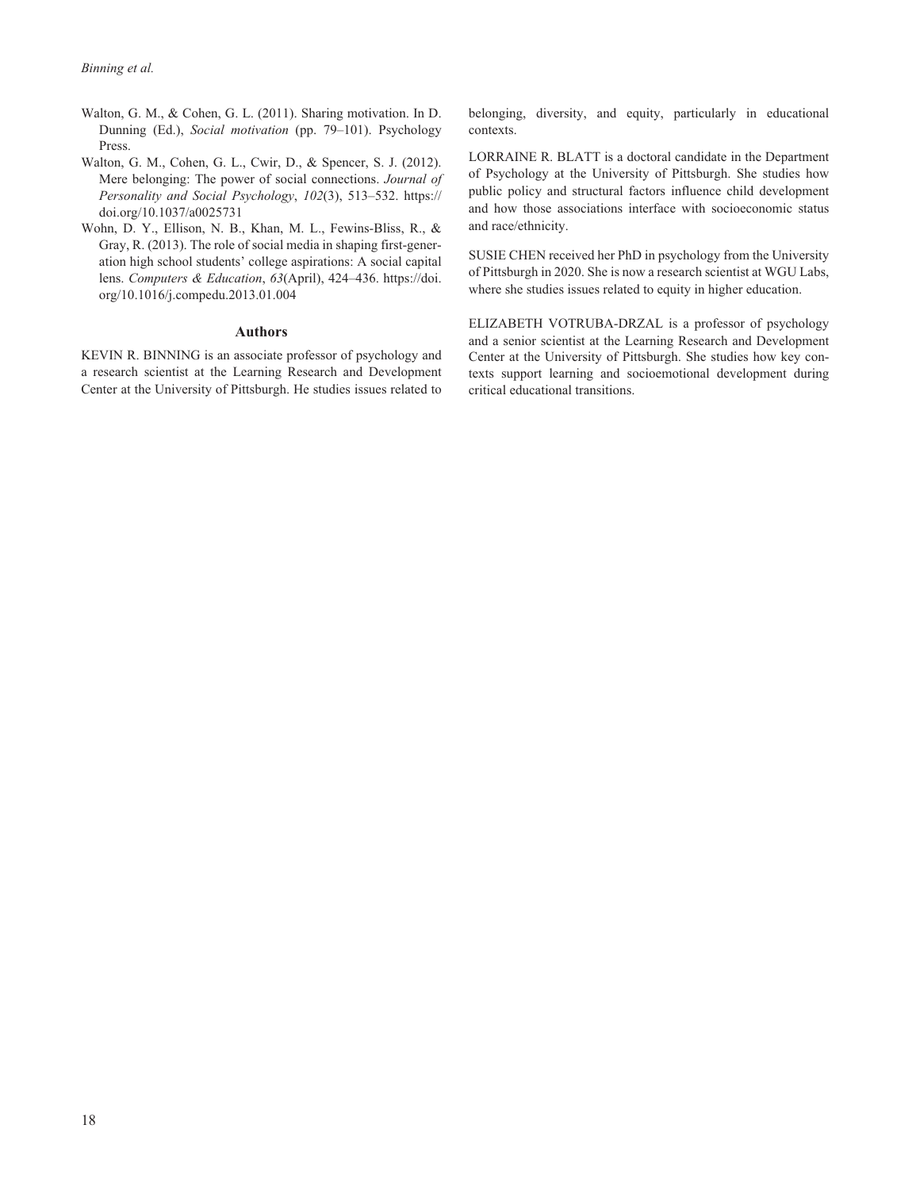Walton, G. M., & Cohen, G. L. (2011). Sharing motivation. In D. Dunning (Ed.), *Social motivation* (pp. 79–101). Psychology Press.

Walton, G. M., Cohen, G. L., Cwir, D., & Spencer, S. J. (2012). Mere belonging: The power of social connections. *Journal of Personality and Social Psychology*, *102*(3), 513–532. https://doi.org/10.1037/a0025731

Wohn, D. Y., Ellison, N. B., Khan, M. L., Fewins-Bliss, R., & Gray, R. (2013). The role of social media in shaping first-generation high school students' college aspirations: A social capital lens. *Computers & Education*, *63*(April), 424–436. https://doi.org/10.1016/j.compedu.2013.01.004

## Authors

KEVIN R. BINNING is an associate professor of psychology and a research scientist at the Learning Research and Development Center at the University of Pittsburgh. He studies issues related to belonging, diversity, and equity, particularly in educational contexts.

LORRAINE R. BLATT is a doctoral candidate in the Department of Psychology at the University of Pittsburgh. She studies how public policy and structural factors influence child development and how those associations interface with socioeconomic status and race/ethnicity.

SUSIE CHEN received her PhD in psychology from the University of Pittsburgh in 2020. She is now a research scientist at WGU Labs, where she studies issues related to equity in higher education.

ELIZABETH VOTRUBA-DRZAL is a professor of psychology and a senior scientist at the Learning Research and Development Center at the University of Pittsburgh. She studies how key contexts support learning and socioemotional development during critical educational transitions.